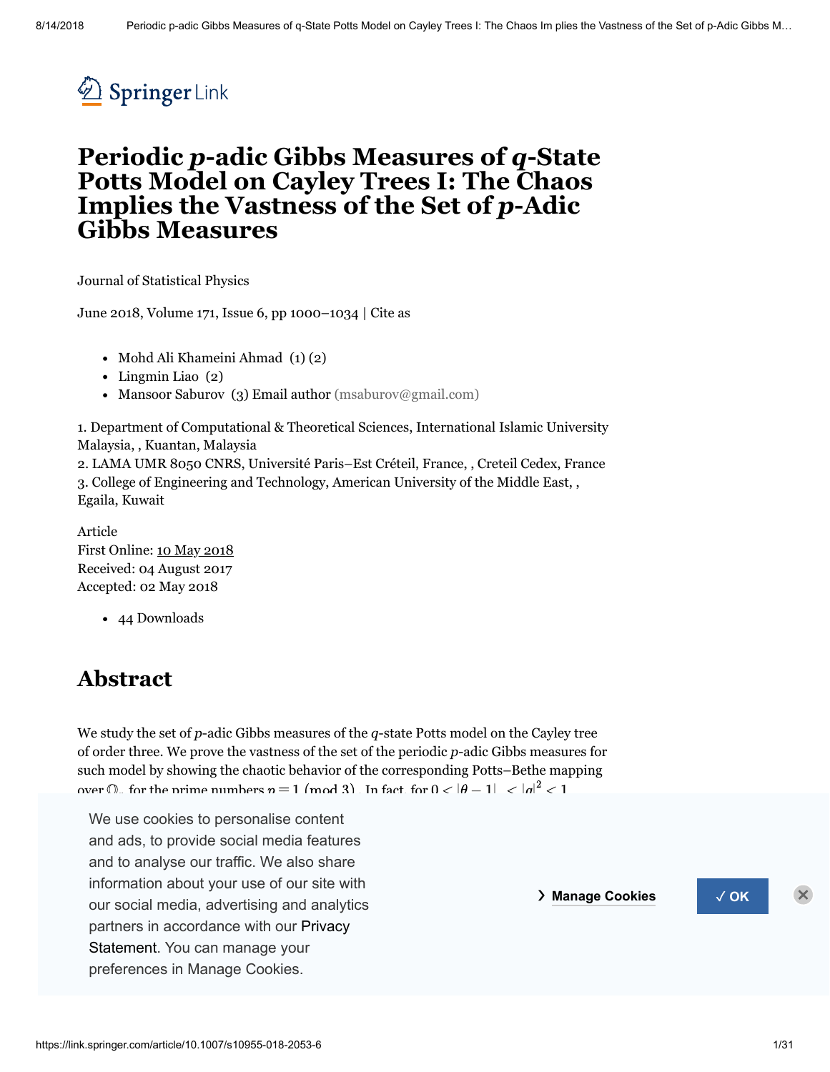# Periodic *p*-adic Gibbs Measures of *q*-State Potts Model on Cayley Trees I: The Chaos Implies the Vastness of the Set of *p*-Adic Gibbs Measures

Journal of Statistical Physics

June 2018, Volume 171, Issue 6, pp 1000–1034 | Cite as

- Mohd Ali Khameini Ahmad (1) (2)
- Lingmin Liao (2)
- Mansoor Saburov (3) Email author (msaburov@gmail.com)

1. Department of Computational & Theoretical Sciences, International Islamic University Malaysia, , Kuantan, Malaysia
2. LAMA UMR 8050 CNRS, Université Paris–Est Créteil, France, , Creteil Cedex, France
3. College of Engineering and Technology, American University of the Middle East, , Egaila, Kuwait

Article
First Online: 10 May 2018
Received: 04 August 2017
Accepted: 02 May 2018

- 44 Downloads

## Abstract

We study the set of $p$-adic Gibbs measures of the $q$-state Potts model on the Cayley tree of order three. We prove the vastness of the set of the periodic $p$-adic Gibbs measures for such model by showing the chaotic behavior of the corresponding Potts–Bethe mapping over $\mathbb{Q}_p$ for the prime numbers $p \equiv 1 \pmod 3$. In fact, for $0 < |\theta - 1|_p < |q|_p^2 < 1$

We use cookies to personalise content and ads, to provide social media features and to analyse our traffic. We also share information about your use of our site with our social media, advertising and analytics partners in accordance with our Privacy Statement. You can manage your preferences in Manage Cookies.

Manage Cookies ✓ OK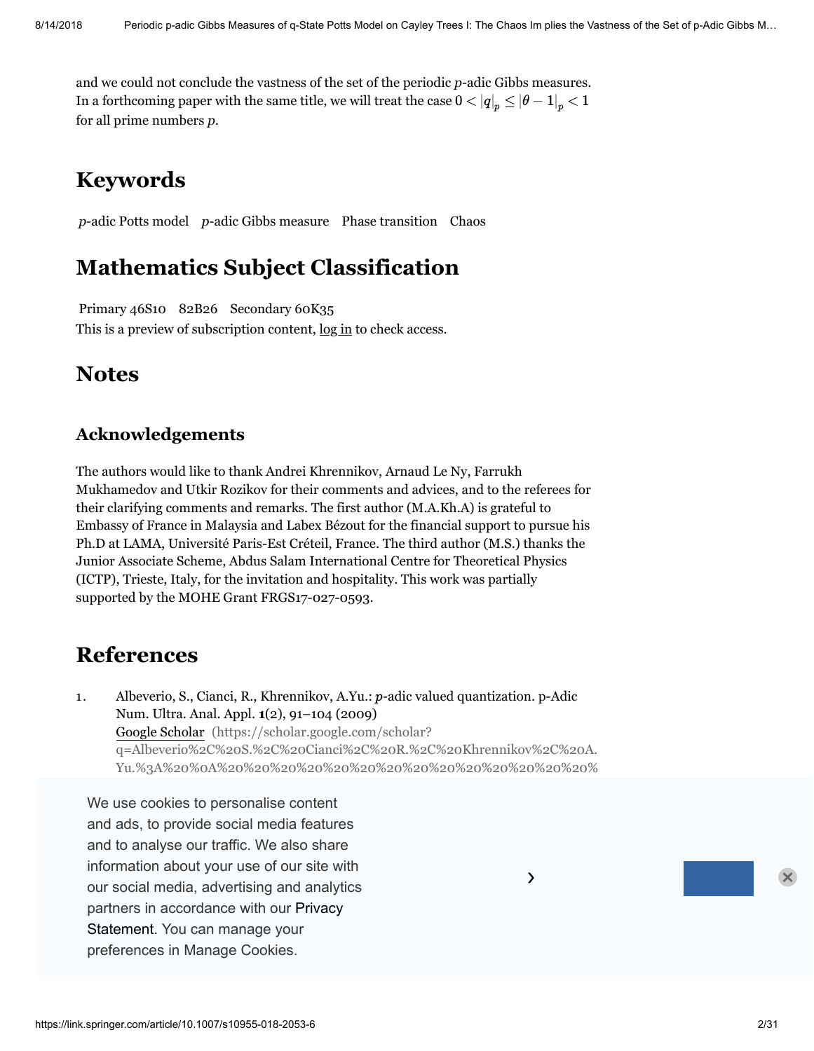and we could not conclude the vastness of the set of the periodic $p$-adic Gibbs measures. In a forthcoming paper with the same title, we will treat the case $0 < |q|_p \leq |\theta - 1|_p < 1$ for all prime numbers $p$.

## Keywords

$p$-adic Potts model  $p$-adic Gibbs measure  Phase transition  Chaos

## Mathematics Subject Classification

Primary 46S10  82B26  Secondary 60K35

This is a preview of subscription content, log in to check access.

## Notes

### Acknowledgements

The authors would like to thank Andrei Khrennikov, Arnaud Le Ny, Farrukh Mukhamedov and Utkir Rozikov for their comments and advices, and to the referees for their clarifying comments and remarks. The first author (M.A.Kh.A) is grateful to Embassy of France in Malaysia and Labex Bézout for the financial support to pursue his Ph.D at LAMA, Université Paris-Est Créteil, France. The third author (M.S.) thanks the Junior Associate Scheme, Abdus Salam International Centre for Theoretical Physics (ICTP), Trieste, Italy, for the invitation and hospitality. This work was partially supported by the MOHE Grant FRGS17-027-0593.

## References

1. Albeverio, S., Cianci, R., Khrennikov, A.Yu.: $p$-adic valued quantization. p-Adic Num. Ultra. Anal. Appl. **1**(2), 91–104 (2009)
   Google Scholar (https://scholar.google.com/scholar?q=Albeverio%2C%20S.%2C%20Cianci%2C%20R.%2C%20Khrennikov%2C%20A.Yu.%3A%20%0A%20%20%20%20%20%20%20%20%20%20%20%20%20%20%20%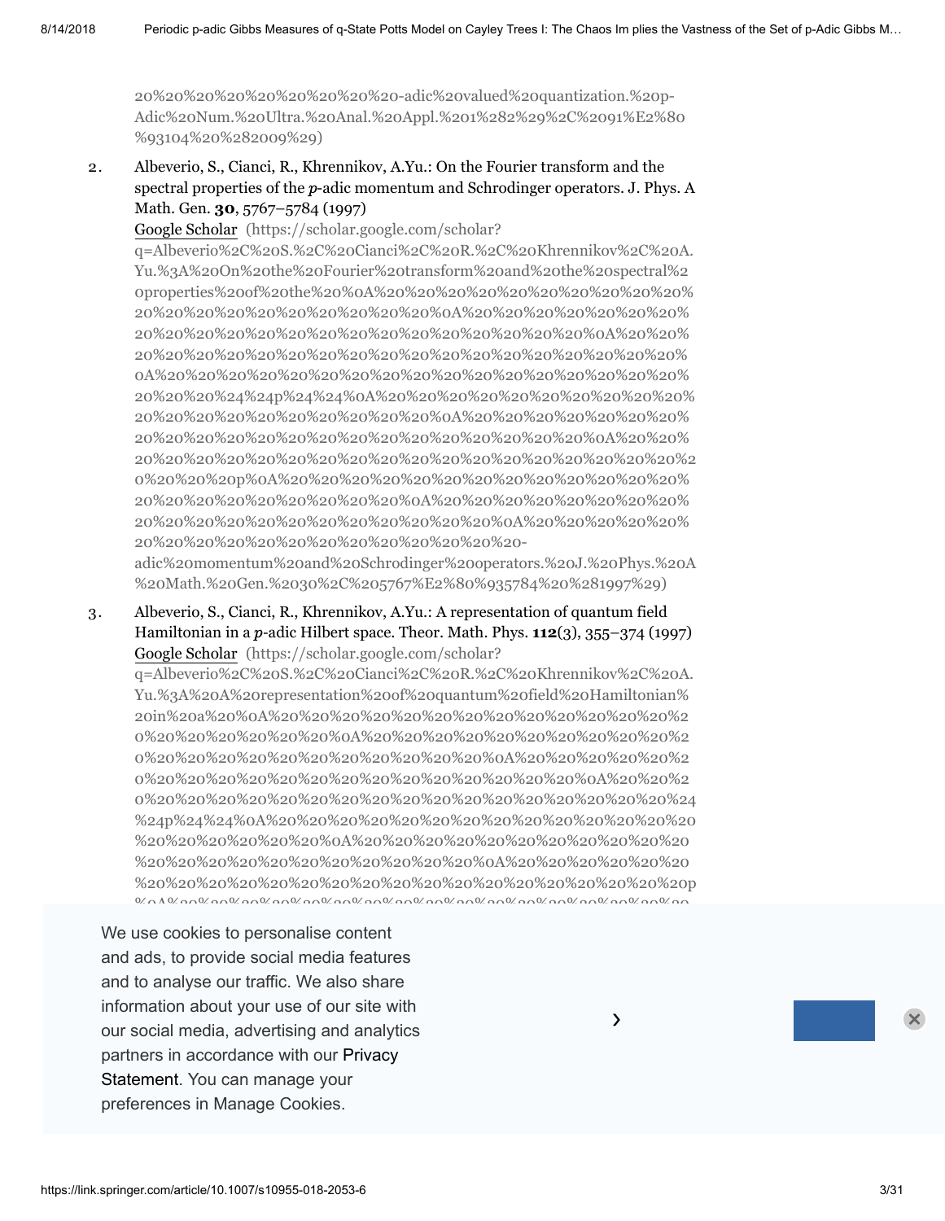20%20%20%20%20%20%20%20%20-adic%20valued%20quantization.%20p-Adic%20Num.%20Ultra.%20Anal.%20Appl.%201%282%29%2C%2091%E2%80%93104%20%282009%29)

2. Albeverio, S., Cianci, R., Khrennikov, A.Yu.: On the Fourier transform and the spectral properties of the $p$-adic momentum and Schrodinger operators. J. Phys. A Math. Gen. **30**, 5767–5784 (1997)
   Google Scholar (https://scholar.google.com/scholar?q=Albeverio%2C%20S.%2C%20Cianci%2C%20R.%2C%20Khrennikov%2C%20A.Yu.%3A%20On%20the%20Fourier%20transform%20and%20the%20spectral%20properties%20of%20the%20%0A%20%20%20%20%20%20%20%20%20%20%20%20%20%20%20%20%20%20%20%20%0A%20%20%20%20%20%20%20%20%20%20%20%20%20%20%20%20%20%20%20%20%20%20%20%20%0A%20%20%20%20%20%20%20%20%20%20%20%20%20%20%20%20%20%20%20%20%0A%20%20%20%20%20%20%20%20%20%20%20%20%20%20%20%20%20%20%20%20%24%24p%24%24%0A%20%20%20%20%20%20%20%20%20%20%20%20%20%20%20%20%20%20%20%20%0A%20%20%20%20%20%20%20%20%20%20%20%20%20%20%20%20%20%20%20%20%20%20%20%0A%20%20%20%20%20%20%20%20%20%20%20%20%20%20%20%20%20%20%20%20%20%20%20p%0A%20%20%20%20%20%20%20%20%20%20%20%20%20%20%20%20%20%20%20%20%0A%20%20%20%20%20%20%20%20%20%20%20%20%20%20%20%20%20%20%20%20%20%20%0A%20%20%20%20%20%20%20%20%20%20%20%20%20%20%20%20%20%20%20%20-adic%20momentum%20and%20Schrodinger%20operators.%20J.%20Phys.%20A%20Math.%20Gen.%2030%2C%205767%E2%80%935784%20%281997%29)

3. Albeverio, S., Cianci, R., Khrennikov, A.Yu.: A representation of quantum field Hamiltonian in a $p$-adic Hilbert space. Theor. Math. Phys. **112**(3), 355–374 (1997)
   Google Scholar (https://scholar.google.com/scholar?q=Albeverio%2C%20S.%2C%20Cianci%2C%20R.%2C%20Khrennikov%2C%20A.Yu.%3A%20A%20representation%20of%20quantum%20field%20Hamiltonian%20in%20a%20%0A%20%20%20%20%20%20%20%20%20%20%20%20%20%20%20%20%20%20%20%20%0A%20%20%20%20%20%20%20%20%20%20%20%20%20%20%20%20%20%20%20%20%20%20%20%20%0A%20%20%20%20%20%20%20%20%20%20%20%20%20%20%20%20%20%20%20%20%0A%20%20%20%20%20%20%20%20%20%20%20%20%20%20%20%20%20%20%20%20%24%24p%24%24%0A%20%20%20%20%20%20%20%20%20%20%20%20%20%20%20%20%20%20%20%20%0A%20%20%20%20%20%20%20%20%20%20%20%20%20%20%20%20%20%20%20%20%20%20%20%0A%20%20%20%20%20%20%20%20%20%20%20%20%20%20%20%20%20%20%20%20%20%20%20p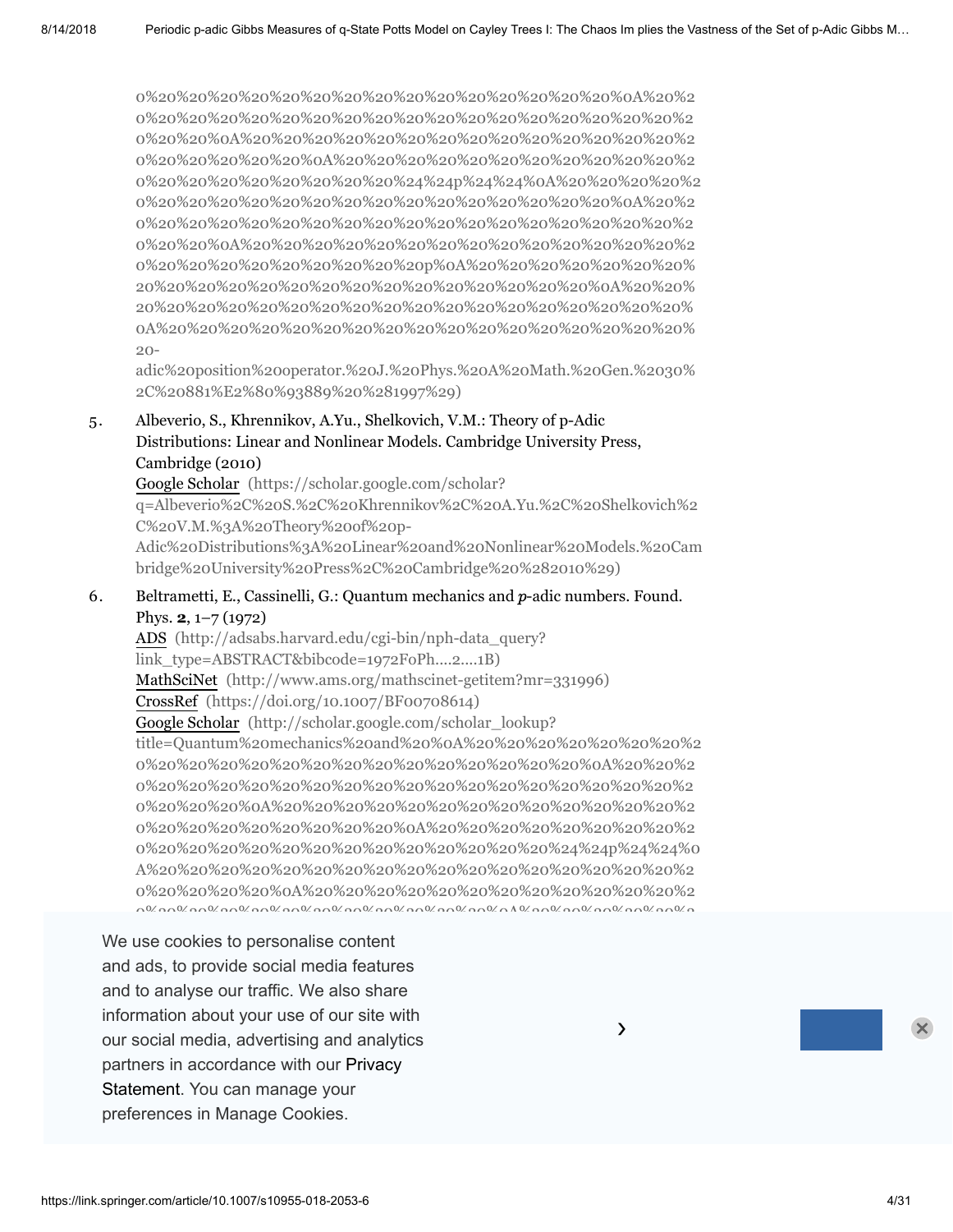0%20%20%20%20%20%20%20%20%20%20%20%20%20%20%20%20%0A%20%2
0%20%20%20%20%20%20%20%20%20%20%20%20%20%20%20%20%20%20%2
0%20%20%0A%20%20%20%20%20%20%20%20%20%20%20%20%20%20%2
0%20%20%20%20%20%0A%20%20%20%20%20%20%20%20%20%20%2
0%20%20%20%20%20%20%20%20%24%24p%24%24%0A%20%20%20%20%2
0%20%20%20%20%20%20%20%20%20%20%20%20%20%20%0A%20%2
0%20%20%20%20%20%20%20%20%20%20%20%20%20%20%20%20%20%2
0%20%20%0A%20%20%20%20%20%20%20%20%20%20%20%20%20%2
0%20%20%20%20%20%20%20%20%20p%0A%20%20%20%20%20%20%20%
20%20%20%20%20%20%20%20%20%20%20%20%20%20%20%0A%20%20%
20%20%20%20%20%20%20%20%20%20%20%20%20%20%20%20%20%20%
0A%20%20%20%20%20%20%20%20%20%20%20%20%20%20%20%20%20%
20-
adic%20position%20operator.%20J.%20Phys.%20A%20Math.%20Gen.%2030%
2C%20881%E2%80%93889%20%281997%29)

5. Albeverio, S., Khrennikov, A.Yu., Shelkovich, V.M.: Theory of p-Adic Distributions: Linear and Nonlinear Models. Cambridge University Press, Cambridge (2010)
   Google Scholar (https://scholar.google.com/scholar?q=Albeverio%2C%20S.%2C%20Khrennikov%2C%20A.Yu.%2C%20Shelkovich%2C%20V.M.%3A%20Theory%20of%20p-Adic%20Distributions%3A%20Linear%20and%20Nonlinear%20Models.%20Cambridge%20University%20Press%2C%20Cambridge%20%282010%29)

6. Beltrametti, E., Cassinelli, G.: Quantum mechanics and *p*-adic numbers. Found. Phys. **2**, 1–7 (1972)
   ADS (http://adsabs.harvard.edu/cgi-bin/nph-data_query?link_type=ABSTRACT&bibcode=1972FoPh....2....1B)
   MathSciNet (http://www.ams.org/mathscinet-getitem?mr=331996)
   CrossRef (https://doi.org/10.1007/BF00708614)
   Google Scholar (http://scholar.google.com/scholar_lookup?title=Quantum%20mechanics%20and%20%0A%20%20%20%20%20%20%20%20%2
0%20%20%20%20%20%20%20%20%20%20%20%20%20%20%20%20%0A%20%20%2
0%20%20%20%20%20%20%20%20%20%20%20%20%20%20%20%20%20%20%20%2
0%20%20%20%0A%20%20%20%20%20%20%20%20%20%20%20%20%20%2
0%20%20%20%20%20%20%20%20%20%0A%20%20%20%20%20%20%20%2
0%20%20%20%20%20%20%20%20%20%20%20%20%20%20%24%24p%24%24%0
A%20%20%20%20%20%20%20%20%20%20%20%20%20%20%20%20%20%2
0%20%20%20%20%20%0A%20%20%20%20%20%20%20%20%20%20%20%2

We use cookies to personalise content and ads, to provide social media features and to analyse our traffic. We also share information about your use of our site with our social media, advertising and analytics partners in accordance with our Privacy Statement. You can manage your preferences in Manage Cookies.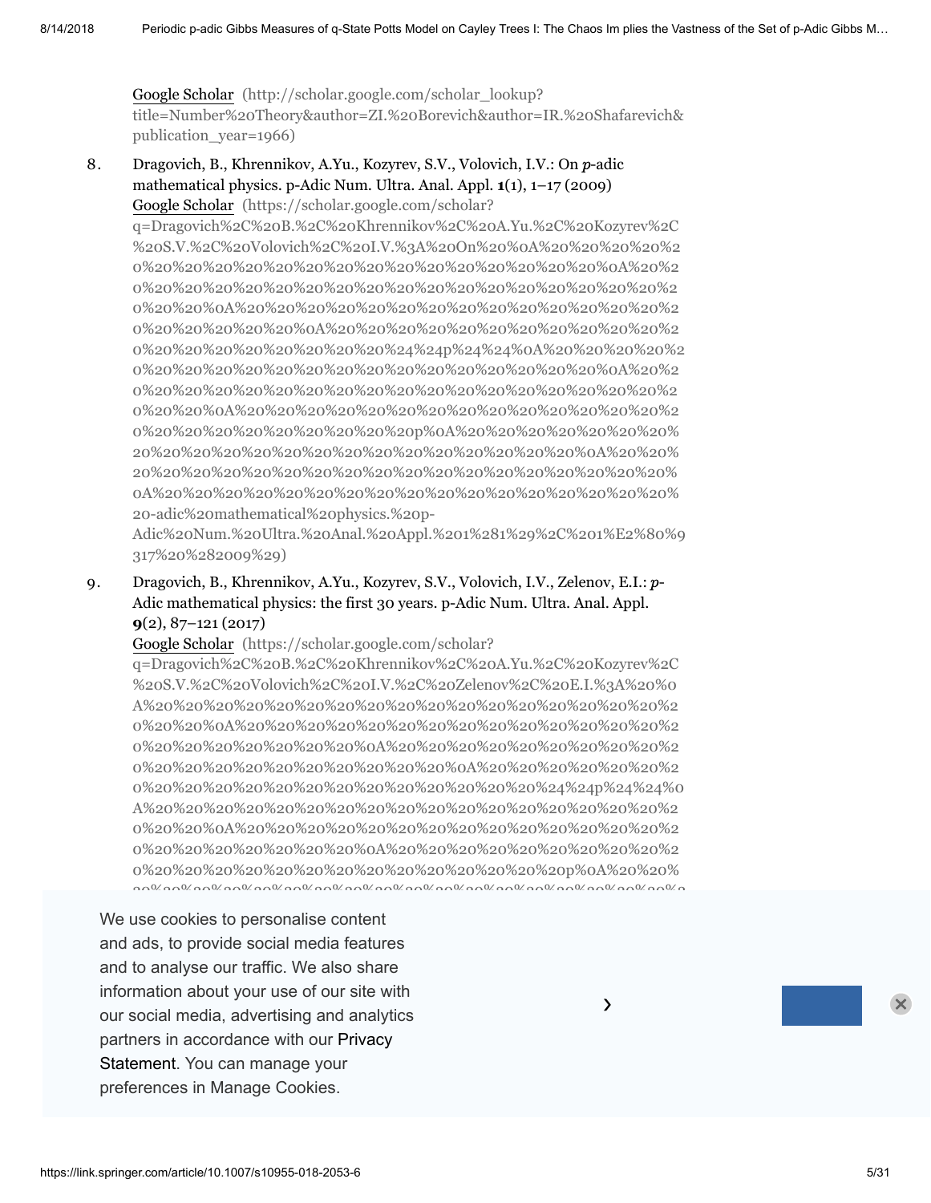Google Scholar (http://scholar.google.com/scholar_lookup?title=Number%20Theory&author=ZI.%20Borevich&author=IR.%20Shafarevich&publication_year=1966)

8. Dragovich, B., Khrennikov, A.Yu., Kozyrev, S.V., Volovich, I.V.: On *p*-adic mathematical physics. p-Adic Num. Ultra. Anal. Appl. **1**(1), 1–17 (2009)
   Google Scholar (https://scholar.google.com/scholar?q=Dragovich%2C%20B.%2C%20Khrennikov%2C%20A.Yu.%2C%20Kozyrev%2C%20S.V.%2C%20Volovich%2C%20I.V.%3A%20On%20%0A%20%20%20%20%20%20%20%20%20%20%20%20%20%20%20%20%20%20%20%0A%20%20%20%20%20%20%20%20%20%20%20%20%20%20%20%20%20%20%20%20%20%0A%20%20%20%20%20%20%20%20%20%20%20%20%20%20%20%20%20%20%20%0A%20%20%20%20%20%20%20%20%20%20%20%20%20%20%20%20%20%20%20%20%24%24p%24%24%0A%20%20%20%20%20%20%20%20%20%20%20%20%20%20%20%20%20%20%20%0A%20%20%20%20%20%20%20%20%20%20%20%20%20%20%20%20%20%20%20%20%20%0A%20%20%20%20%20%20%20%20%20%20%20%20%20%20%20%20%20%20%20%20p%0A%20%20%20%20%20%20%20%20%20%20%20%20%20%20%20%20%20%20%20%0A%20%20%20%20%20%20%20%20%20%20%20%20%20%20%20%20%20%20%20%20%20%0A%20%20%20%20%20%20%20%20%20%20%20%20%20%20%20%20%20%20%20-adic%20mathematical%20physics.%20p-Adic%20Num.%20Ultra.%20Anal.%20Appl.%201%281%29%2C%201%E2%80%9317%20%282009%29)

9. Dragovich, B., Khrennikov, A.Yu., Kozyrev, S.V., Volovich, I.V., Zelenov, E.I.: *p*-Adic mathematical physics: the first 30 years. p-Adic Num. Ultra. Anal. Appl. **9**(2), 87–121 (2017)
   Google Scholar (https://scholar.google.com/scholar?q=Dragovich%2C%20B.%2C%20Khrennikov%2C%20A.Yu.%2C%20Kozyrev%2C%20S.V.%2C%20Volovich%2C%20I.V.%2C%20Zelenov%2C%20E.I.%3A%20%0A%20%20%20%20%20%20%20%20%20%20%20%20%20%20%20%20%20%20%20%0A%20%20%20%20%20%20%20%20%20%20%20%20%20%20%20%20%20%20%20%20%20%0A%20%20%20%20%20%20%20%20%20%20%20%20%20%20%20%20%20%20%20%0A%20%20%20%20%20%20%20%20%20%20%20%20%20%20%20%20%20%20%20%20%20%24%24p%24%24%0A%20%20%20%20%20%20%20%20%20%20%20%20%20%20%20%20%20%20%20%0A%20%20%20%20%20%20%20%20%20%20%20%20%20%20%20%20%20%20%20%20%20%0A%20%20%20%20%20%20%20%20%20%20%20%20%20%20%20%20%20%20%20%20p%0A%20%20%20

We use cookies to personalise content and ads, to provide social media features and to analyse our traffic. We also share information about your use of our site with our social media, advertising and analytics partners in accordance with our Privacy Statement. You can manage your preferences in Manage Cookies.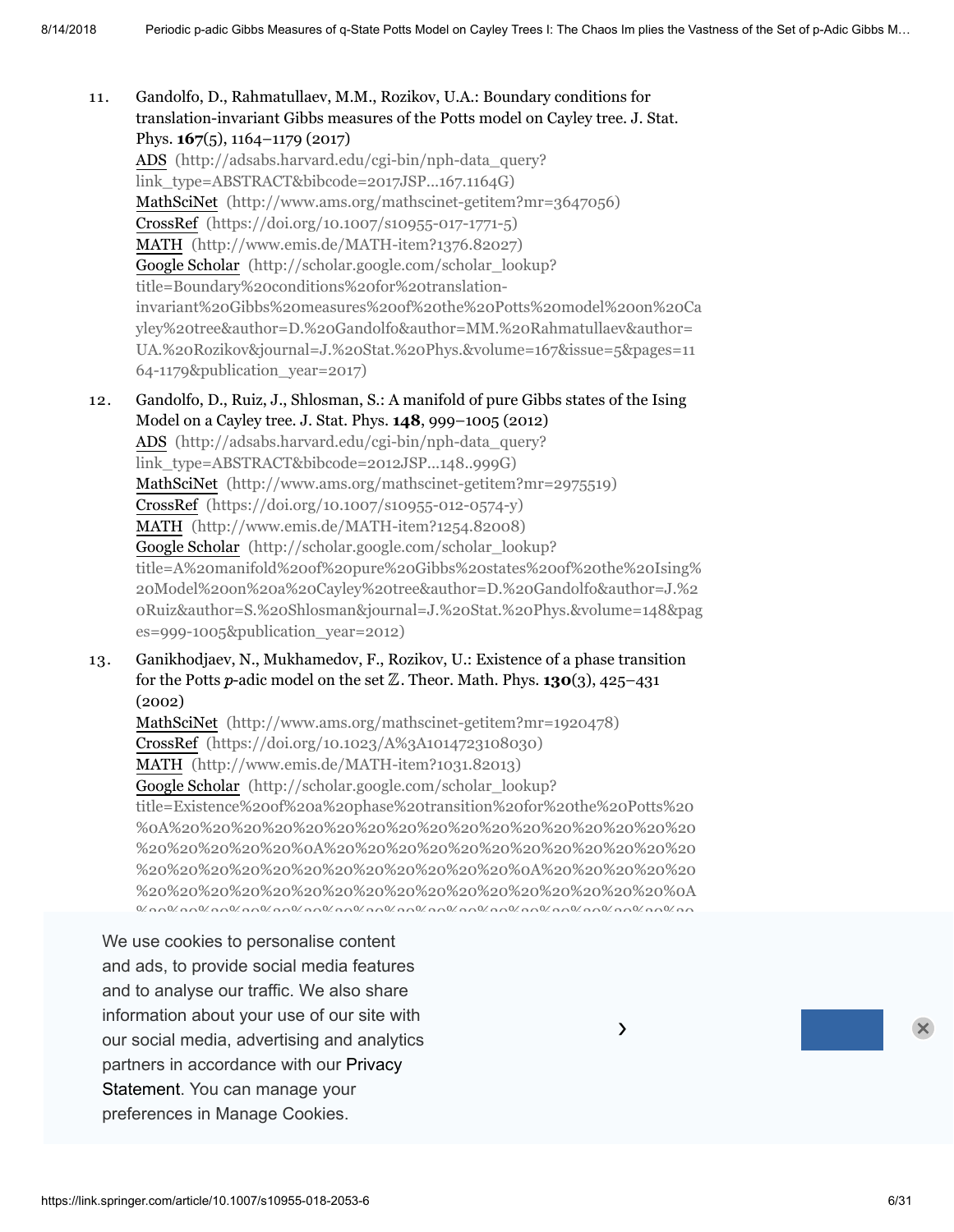11. Gandolfo, D., Rahmatullaev, M.M., Rozikov, U.A.: Boundary conditions for translation-invariant Gibbs measures of the Potts model on Cayley tree. J. Stat. Phys. **167**(5), 1164–1179 (2017)
    ADS (http://adsabs.harvard.edu/cgi-bin/nph-data_query?link_type=ABSTRACT&bibcode=2017JSP...167.1164G)
    MathSciNet (http://www.ams.org/mathscinet-getitem?mr=3647056)
    CrossRef (https://doi.org/10.1007/s10955-017-1771-5)
    MATH (http://www.emis.de/MATH-item?1376.82027)
    Google Scholar (http://scholar.google.com/scholar_lookup?title=Boundary%20conditions%20for%20translation-invariant%20Gibbs%20measures%20of%20the%20Potts%20model%20on%20Cayley%20tree&author=D.%20Gandolfo&author=MM.%20Rahmatullaev&author=UA.%20Rozikov&journal=J.%20Stat.%20Phys.&volume=167&issue=5&pages=1164-1179&publication_year=2017)

12. Gandolfo, D., Ruiz, J., Shlosman, S.: A manifold of pure Gibbs states of the Ising Model on a Cayley tree. J. Stat. Phys. **148**, 999–1005 (2012)
    ADS (http://adsabs.harvard.edu/cgi-bin/nph-data_query?link_type=ABSTRACT&bibcode=2012JSP...148..999G)
    MathSciNet (http://www.ams.org/mathscinet-getitem?mr=2975519)
    CrossRef (https://doi.org/10.1007/s10955-012-0574-y)
    MATH (http://www.emis.de/MATH-item?1254.82008)
    Google Scholar (http://scholar.google.com/scholar_lookup?title=A%20manifold%20of%20pure%20Gibbs%20states%20of%20the%20Ising%20Model%20on%20a%20Cayley%20tree&author=D.%20Gandolfo&author=J.%20Ruiz&author=S.%20Shlosman&journal=J.%20Stat.%20Phys.&volume=148&pages=999-1005&publication_year=2012)

13. Ganikhodjaev, N., Mukhamedov, F., Rozikov, U.: Existence of a phase transition for the Potts $p$-adic model on the set $\mathbb{Z}$. Theor. Math. Phys. **130**(3), 425–431 (2002)
    MathSciNet (http://www.ams.org/mathscinet-getitem?mr=1920478)
    CrossRef (https://doi.org/10.1023/A%3A1014723108030)
    MATH (http://www.emis.de/MATH-item?1031.82013)
    Google Scholar (http://scholar.google.com/scholar_lookup?title=Existence%20of%20a%20phase%20transition%20for%20the%20Potts%20%0A%20%20%20%20%20%20%20%20%20%20%20%20%20%20%20%20%20%20%20%20%20%20%0A%20%20%20%20%20%20%20%20%20%20%20%20%20%20%20%20%20%20%20%20%20%20%20%20%0A%20%20%20%20%20%20%20%20%20%20%20%20%20%20%20%20%20%20%20%20%20%20%0A

We use cookies to personalise content and ads, to provide social media features and to analyse our traffic. We also share information about your use of our site with our social media, advertising and analytics partners in accordance with our Privacy Statement. You can manage your preferences in Manage Cookies.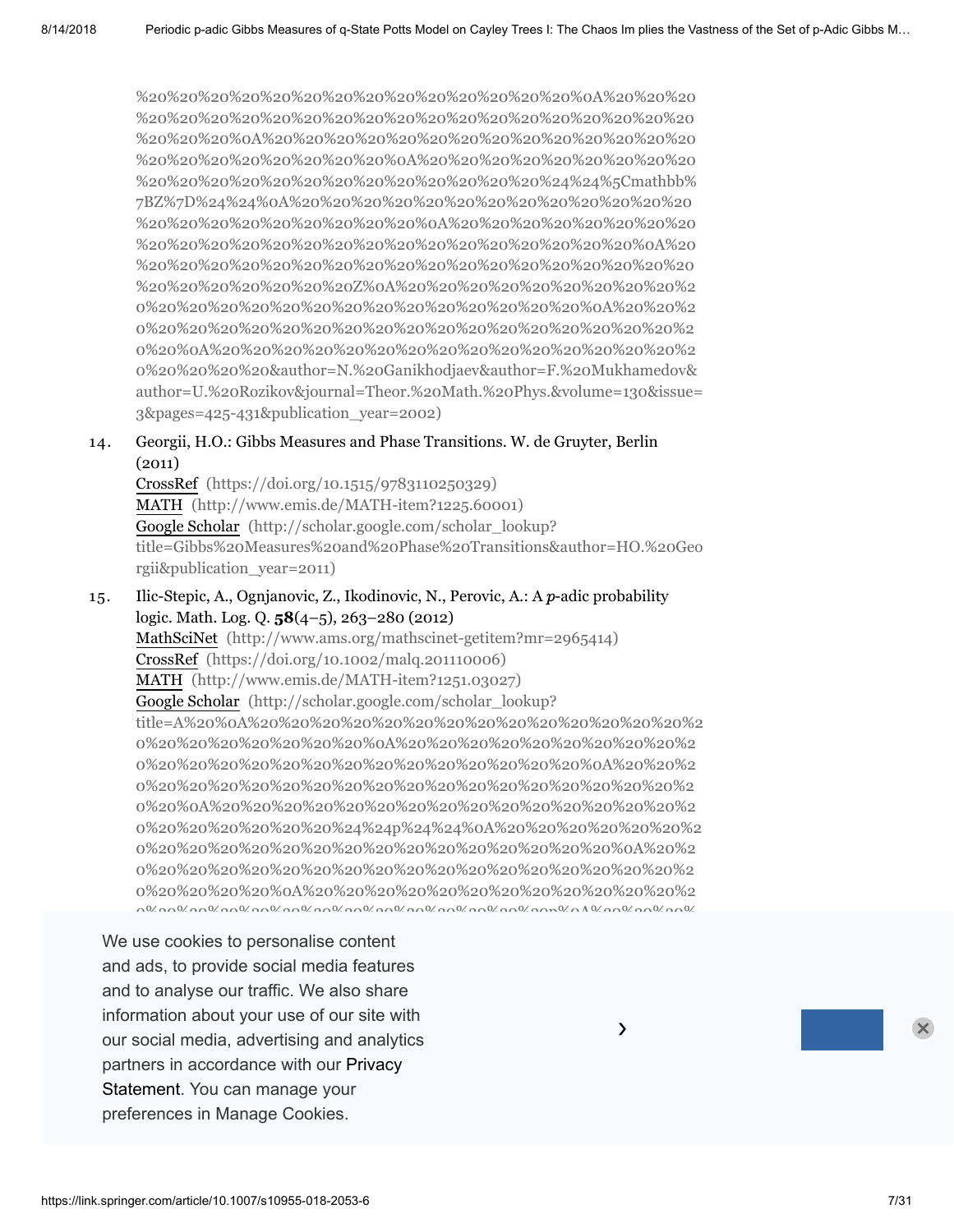%20%20%20%20%20%20%20%20%20%20%20%20%20%20%20%0A%20%20%20%20%20%20%20%20%20%20%20%20%20%20%20%20%20%20%20%20%20%20%20%20%20%20%20%0A%20%20%20%20%20%20%20%20%20%20%20%20%20%20%20%20%20%20%20%20%20%20%0A%20%20%20%20%20%20%20%20%20%20%20%20%20%20%20%20%20%20%20%20%20%20%20%20%24%24%5Cmathbb%7BZ%7D%24%24%0A%20%20%20%20%20%20%20%20%20%20%20%20%20%20%20%20%20%20%20%20%20%20%0A%20%20%20%20%20%20%20%20%20%20%20%20%20%20%20%20%20%20%20%20%20%20%20%20%20%20%20%0A%20%20%20%20%20%20%20%20%20%20%20%20%20%20%20%20%20%20%20%20%20%20%20%20%20%20%20%20%20%20%20%20%20Z%0A%20%20%20%20%20%20%20%20%20%20%20%20%20%20%20%20%20%20%20%20%20%20%0A%20%20%20%20%20%20%20%20%20%20%20%20%20%20%20%20%20%20%20%20%20%20%20%20%20%20%20%0A%20%20%20%20%20%20%20%20%20%20%20%20%20%20%20%20%20%20%20%20%20&author=N.%20Ganikhodjaev&author=F.%20Mukhamedov&author=U.%20Rozikov&journal=Theor.%20Math.%20Phys.&volume=130&issue=3&pages=425-431&publication_year=2002)

14. Georgii, H.O.: Gibbs Measures and Phase Transitions. W. de Gruyter, Berlin (2011)
CrossRef (https://doi.org/10.1515/9783110250329)
MATH (http://www.emis.de/MATH-item?1225.60001)
Google Scholar (http://scholar.google.com/scholar_lookup?title=Gibbs%20Measures%20and%20Phase%20Transitions&author=HO.%20Georgii&publication_year=2011)

15. Ilic-Stepic, A., Ognjanovic, Z., Ikodinovic, N., Perovic, A.: A $p$-adic probability logic. Math. Log. Q. **58**(4–5), 263–280 (2012)
MathSciNet (http://www.ams.org/mathscinet-getitem?mr=2965414)
CrossRef (https://doi.org/10.1002/malq.201110006)
MATH (http://www.emis.de/MATH-item?1251.03027)
Google Scholar (http://scholar.google.com/scholar_lookup?title=A%20%0A%20%20%20%20%20%20%20%20%20%20%20%20%20%20%20%20%20%20%20%20%20%20%20%20%0A%20%20%20%20%20%20%20%20%20%20%20%20%20%20%20%20%20%20%20%20%20%20%20%20%20%20%20%20%0A%20%20%20%20%20%20%20%20%20%20%20%20%20%20%20%20%20%20%20%20%20%20%20%0A%20%20%20%20%20%20%20%20%20%20%20%20%20%20%20%20%20%20%20%20%20%24%24p%24%24%0A%20%20%20%20%20%20%20%20%20%20%20%20%20%20%20%20%20%20%20%20%20%20%20%20%20%0A%20%20%20%20%20%20%20%20%20%20%20%20%20%20%20%20%20%20%20%20%20%20%20%20%20%20%20%20%0A%20%20%20%20%20%20%20%20%20%20%20%20%20%20%20%20%20%20%20%20%20%20%20%20%20%20%20%20%20%20%20p%0A%20%20%20%

We use cookies to personalise content and ads, to provide social media features and to analyse our traffic. We also share information about your use of our site with our social media, advertising and analytics partners in accordance with our Privacy Statement. You can manage your preferences in Manage Cookies.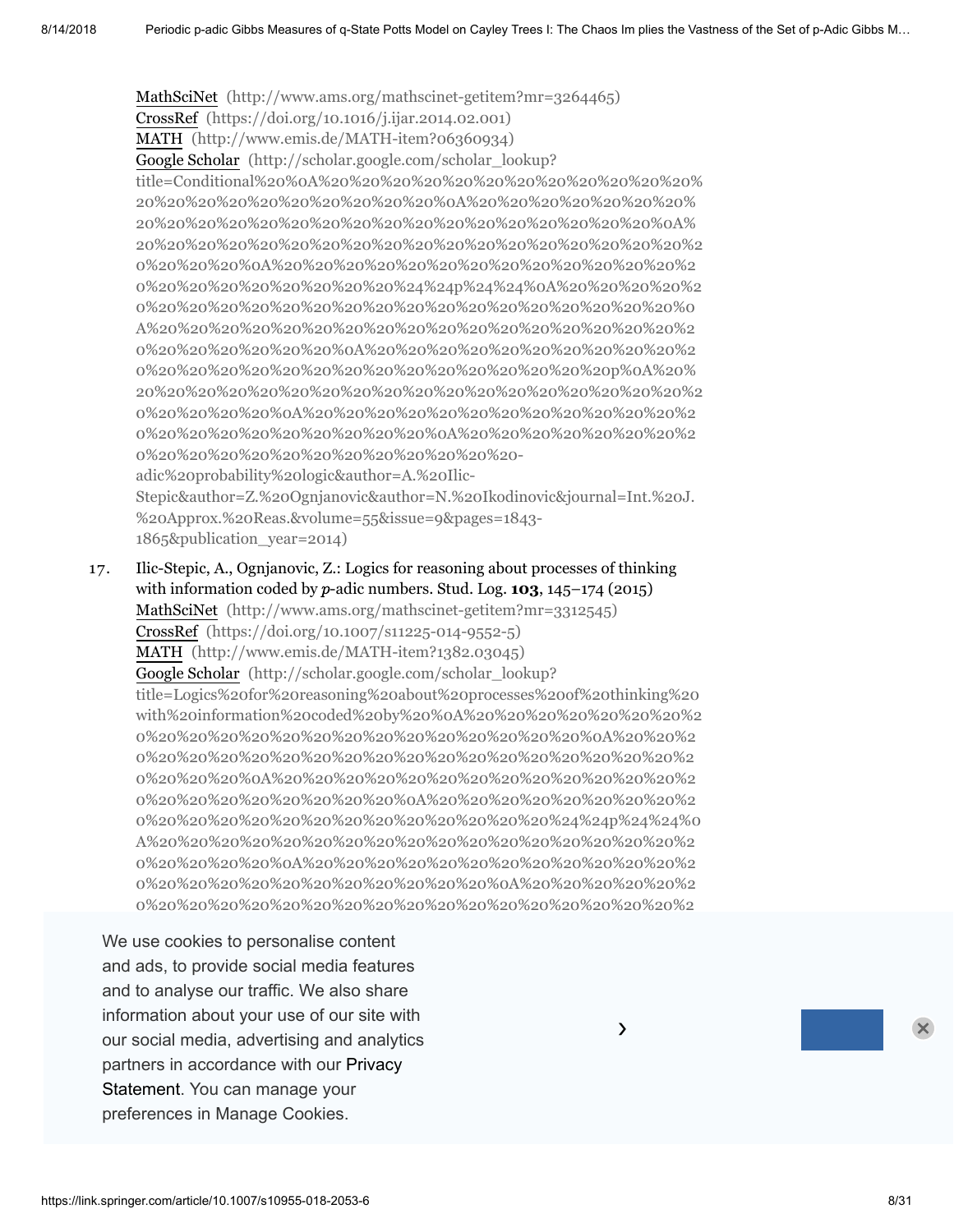MathSciNet (http://www.ams.org/mathscinet-getitem?mr=3264465)
CrossRef (https://doi.org/10.1016/j.ijar.2014.02.001)
MATH (http://www.emis.de/MATH-item?06360934)
Google Scholar (http://scholar.google.com/scholar_lookup?title=Conditional%20%0A%20%20%20%20%20%20%20%20%20%20%20%20%20%20%20%20%20%20%20%20%20%20%0A%20%20%20%20%20%20%20%20%20%20%20%20%20%20%20%20%20%20%20%20%20%20%20%0A%20%20%20%20%20%20%20%20%20%20%20%20%20%20%20%20%20%20%20%20%20%0A%20%20%20%20%20%20%20%20%20%20%20%20%20%20%20%20%20%20%20%20%20%20%24%24p%24%24%0A%20%20%20%20%20%20%20%20%20%20%20%20%20%20%20%20%20%20%20%20%20%20%20%0A%20%20%20%20%20%20%20%20%20%20%20%20%20%20%20%20%20%20%20%20%20%20%20%0A%20%20%20%20%20%20%20%20%20%20%20%20%20%20%20%20%20%20%20%20%20%20%20%20%20%20%20%20%20%20p%0A%20%20%20%20%20%20%20%20%20%20%20%20%20%20%20%20%20%20%20%20%20%20%20%20%20%0A%20%20%20%20%20%20%20%20%20%20%20%20%20%20%20%20%20%20%20%20%20%20%20%20%20%0A%20%20%20%20%20%20%20%20%20%20%20%20%20%20%20%20%20%20%20%20%20%20%20%20%20-adic%20probability%20logic&author=A.%20Ilic-Stepic&author=Z.%20Ognjanovic&author=N.%20Ikodinovic&journal=Int.%20J.%20Approx.%20Reas.&volume=55&issue=9&pages=1843-1865&publication_year=2014)

17. Ilic-Stepic, A., Ognjanovic, Z.: Logics for reasoning about processes of thinking with information coded by *p*-adic numbers. Stud. Log. **103**, 145–174 (2015)
MathSciNet (http://www.ams.org/mathscinet-getitem?mr=3312545)
CrossRef (https://doi.org/10.1007/s11225-014-9552-5)
MATH (http://www.emis.de/MATH-item?1382.03045)
Google Scholar (http://scholar.google.com/scholar_lookup?title=Logics%20for%20reasoning%20about%20processes%20of%20thinking%20with%20information%20coded%20by%20%0A%20%20%20%20%20%20%20%20%20%20%20%20%20%20%20%20%20%20%20%20%20%20%0A%20%20%20%20%20%20%20%20%20%20%20%20%20%20%20%20%20%20%20%20%20%20%20%20%20%0A%20%20%20%20%20%20%20%20%20%20%20%20%20%20%20%20%20%20%20%20%20%20%0A%20%20%20%20%20%20%20%20%20%20%20%20%20%20%20%20%20%20%20%20%20%20%20%20%20%20%24%24p%24%24%0A%20%20%20%20%20%20%20%20%20%20%20%20%20%20%20%20%20%20%20%20%20%20%20%0A%20%20%20%20%20%20%20%20%20%20%20%20%20%20%20%20%20%20%20%20%20%20%20%20%20%0A%20%20%20%20%20%20%20%20%20%20%20%20%20%20%20%20%20%20%20%20%20%20%20%20%20%20%20%20%20%2

We use cookies to personalise content and ads, to provide social media features and to analyse our traffic. We also share information about your use of our site with our social media, advertising and analytics partners in accordance with our Privacy Statement. You can manage your preferences in Manage Cookies.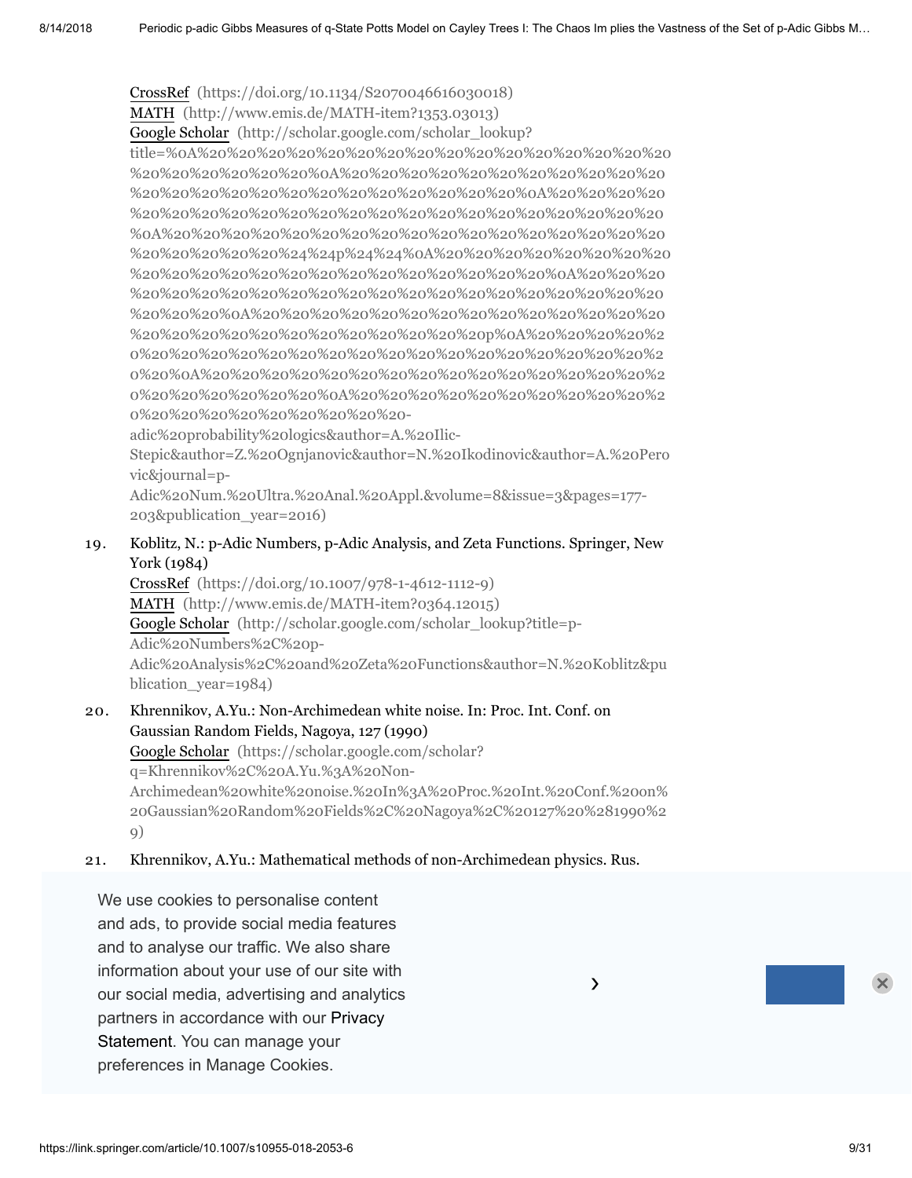CrossRef (https://doi.org/10.1134/S2070046616030018)
MATH (http://www.emis.de/MATH-item?1353.03013)
Google Scholar (http://scholar.google.com/scholar_lookup?title=%0A%20%20%20%20%20%20%20%20%20%20%20%20%20%20%20%20%20%20%20%20%20%20%20%0A%20%20%20%20%20%20%20%20%20%20%20%20%20%20%20%20%20%20%20%20%20%20%0A%20%20%20%20%20%20%20%20%20%20%20%20%20%20%20%20%20%20%20%20%20%20%20%0A%20%20%20%20%20%20%20%20%20%20%20%20%20%20%20%20%20%20%20%20%20%20%24%24p%24%24%0A%20%20%20%20%20%20%20%20%20%20%20%20%20%20%20%20%20%20%20%20%20%20%0A%20%20%20%20%20%20%20%20%20%20%20%20%20%20%20%20%20%20%20%20%20%20%20%20%0A%20%20%20%20%20%20%20%20%20%20%20%20%20%20%20%20%20%20%20%20%20%20%20%20%20%20%20%20%20%20p%0A%20%20%20%20%20%20%20%20%20%20%20%20%20%20%20%20%20%20%20%20%20%20%20%0A%20%20%20%20%20%20%20%20%20%20%20%20%20%20%20%20%20%20%20%20%20%0A%20%20%20%20%20%20%20%20%20%20%20%20%20%20%20%20%20%20%20%20%20%20%20%20-adic%20probability%20logics&author=A.%20Ilic-Stepic&author=Z.%20Ognjanovic&author=N.%20Ikodinovic&author=A.%20Perovic&journal=p-Adic%20Num.%20Ultra.%20Anal.%20Appl.&volume=8&issue=3&pages=177-203&publication_year=2016)

19. Koblitz, N.: p-Adic Numbers, p-Adic Analysis, and Zeta Functions. Springer, New York (1984)
CrossRef (https://doi.org/10.1007/978-1-4612-1112-9)
MATH (http://www.emis.de/MATH-item?0364.12015)
Google Scholar (http://scholar.google.com/scholar_lookup?title=p-Adic%20Numbers%2C%20p-Adic%20Analysis%2C%20and%20Zeta%20Functions&author=N.%20Koblitz&publication_year=1984)

20. Khrennikov, A.Yu.: Non-Archimedean white noise. In: Proc. Int. Conf. on Gaussian Random Fields, Nagoya, 127 (1990)
Google Scholar (https://scholar.google.com/scholar?q=Khrennikov%2C%20A.Yu.%3A%20Non-Archimedean%20white%20noise.%20In%3A%20Proc.%20Int.%20Conf.%20on%20Gaussian%20Random%20Fields%2C%20Nagoya%2C%20127%20%281990%29)

21. Khrennikov, A.Yu.: Mathematical methods of non-Archimedean physics. Rus.

We use cookies to personalise content and ads, to provide social media features and to analyse our traffic. We also share information about your use of our site with our social media, advertising and analytics partners in accordance with our Privacy Statement. You can manage your preferences in Manage Cookies.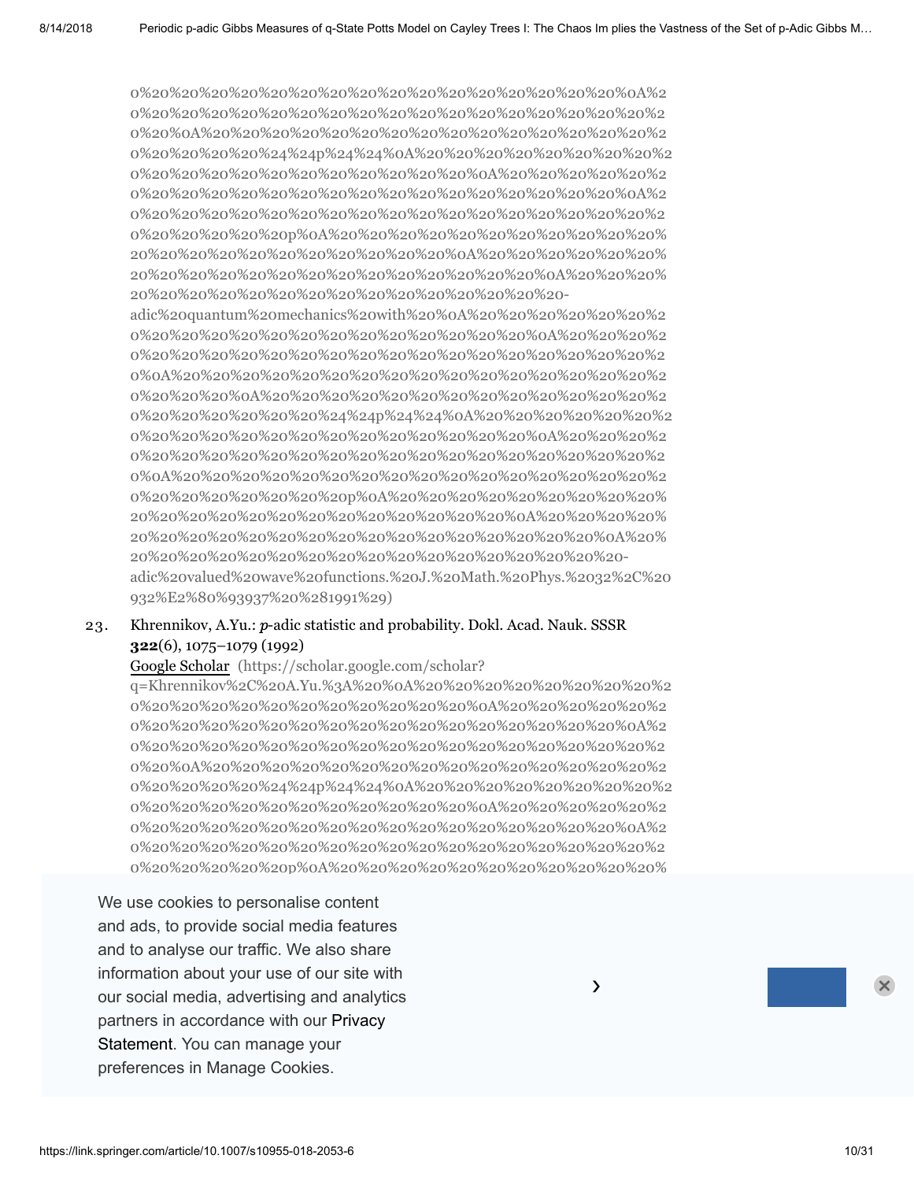0%20%20%20%20%20%20%20%20%20%20%20%20%20%20%20%20%20%0A%2
0%20%20%20%20%20%20%20%20%20%20%20%20%20%20%20%20%20%2
0%20%0A%20%20%20%20%20%20%20%20%20%20%20%20%20%20%2
0%20%20%20%20%24%24p%24%24%0A%20%20%20%20%20%20%20%2
0%20%20%20%20%20%20%20%20%20%20%20%0A%20%20%20%20%2
0%20%20%20%20%20%20%20%20%20%20%20%20%20%20%20%0A%2
0%20%20%20%20%20%20%20%20%20%20%20%20%20%20%20%20%2
0%20%20%20%20%20p%0A%20%20%20%20%20%20%20%20%20%20%
20%20%20%20%20%20%20%20%20%20%20%0A%20%20%20%20%20%
20%20%20%20%20%20%20%20%20%20%20%20%20%20%0A%20%20%20%
20%20%20%20%20%20%20%20%20%20%20%20%20%20%20-
adic%20quantum%20mechanics%20with%20%0A%20%20%20%20%20%2
0%20%20%20%20%20%20%20%20%20%20%20%20%20%0A%20%20%20%2
0%20%20%20%20%20%20%20%20%20%20%20%20%20%20%20%20%20%2
0%0A%20%20%20%20%20%20%20%20%20%20%20%20%20%20%20%2
0%20%20%20%0A%20%20%20%20%20%20%20%20%20%20%20%20%2
0%20%20%20%20%20%20%24%24p%24%24%0A%20%20%20%20%20%2
0%20%20%20%20%20%20%20%20%20%20%20%20%20%0A%20%20%20%2
0%20%20%20%20%20%20%20%20%20%20%20%20%20%20%20%20%20%2
0%0A%20%20%20%20%20%20%20%20%20%20%20%20%20%20%20%2
0%20%20%20%20%20%20%20p%0A%20%20%20%20%20%20%20%20%20%
20%20%20%20%20%20%20%20%20%20%20%20%20%0A%20%20%20%20%
20%20%20%20%20%20%20%20%20%20%20%20%20%20%20%20%0A%20%
20%20%20%20%20%20%20%20%20%20%20%20%20%20%20%20%20-
adic%20valued%20wave%20functions.%20J.%20Math.%20Phys.%2032%2C%20
932%E2%80%93937%20%281991%29)

23. Khrennikov, A.Yu.: *p*-adic statistic and probability. Dokl. Acad. Nauk. SSSR **322**(6), 1075–1079 (1992)
Google Scholar (https://scholar.google.com/scholar?
q=Khrennikov%2C%20A.Yu.%3A%20%0A%20%20%20%20%20%20%20%2
0%20%20%20%20%20%20%20%20%20%20%20%0A%20%20%20%20%2
0%20%20%20%20%20%20%20%20%20%20%20%20%20%20%20%0A%2
0%20%20%20%20%20%20%20%20%20%20%20%20%20%20%20%20%2
0%20%0A%20%20%20%20%20%20%20%20%20%20%20%20%20%20%2
0%20%20%20%20%24%24p%24%24%0A%20%20%20%20%20%20%20%2
0%20%20%20%20%20%20%20%20%20%20%20%0A%20%20%20%20%2
0%20%20%20%20%20%20%20%20%20%20%20%20%20%20%20%0A%2
0%20%20%20%20%20%20%20%20%20%20%20%20%20%20%20%20%2
0%20%20%20%20%20p%0A%20%20%20%20%20%20%20%20%20%20%

We use cookies to personalise content and ads, to provide social media features and to analyse our traffic. We also share information about your use of our site with our social media, advertising and analytics partners in accordance with our Privacy Statement. You can manage your preferences in Manage Cookies.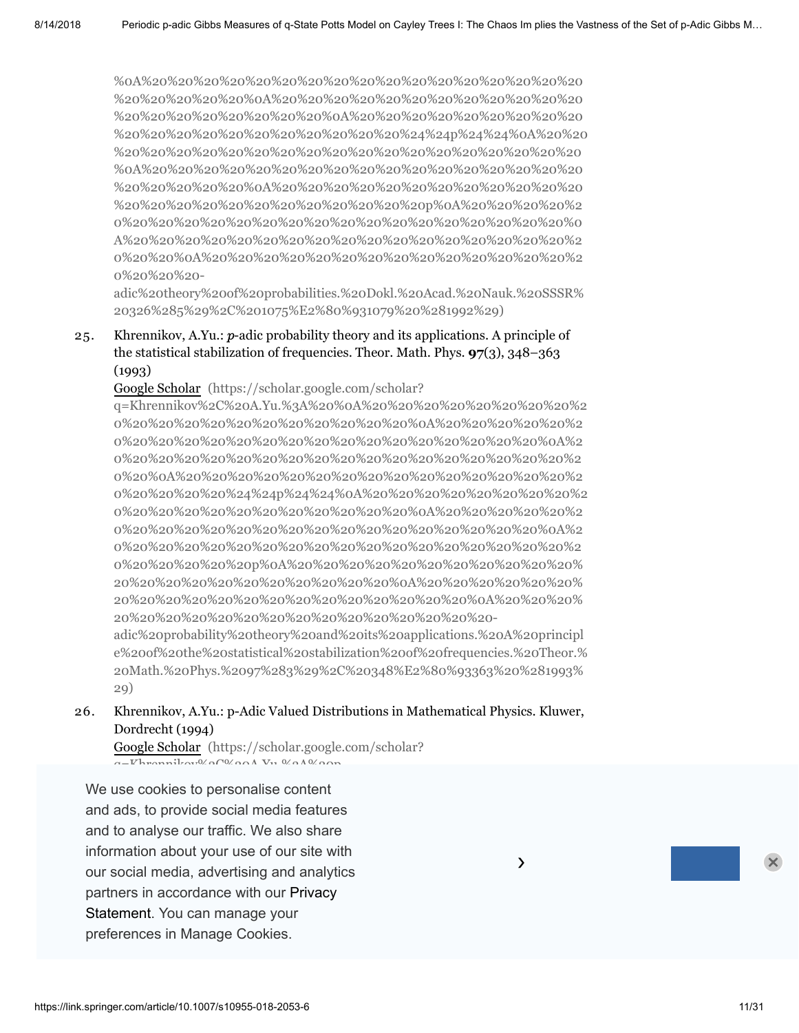%0A%20%20%20%20%20%20%20%20%20%20%20%20%20%20%20%20%20%20%20%20%20%20%0A%20%20%20%20%20%20%20%20%20%20%20%20%20%20%20%20%20%20%20%20%20%0A%20%20%20%20%20%20%20%20%20%20%20%20%20%20%20%20%20%20%20%20%24%24p%24%24%0A%20%20%20%20%20%20%20%20%20%20%20%20%20%20%20%20%20%20%20%20%20%20%20%0A%20%20%20%20%20%20%20%20%20%20%20%20%20%20%20%20%20%20%20%20%20%20%20%0A%20%20%20%20%20%20%20%20%20%20%20%20%20%20%20%20%20%20%20%20%20%20%20%20p%0A%20%20%20%20%20%20%20%20%20%20%20%20%20%20%20%20%20%20%20%20%20%20%0A%20%20%20%20%20%20%20%20%20%20%20%20%20%20%20%20%20%20%20%20%0A%20%20%20%20%20%20%20%20%20%20%20%20%20%20%20%20%20-adic%20theory%20of%20probabilities.%20Dokl.%20Acad.%20Nauk.%20SSSR%20326%285%29%2C%201075%E2%80%931079%20%281992%29)

25. Khrennikov, A.Yu.: *p*-adic probability theory and its applications. A principle of the statistical stabilization of frequencies. Theor. Math. Phys. **97**(3), 348–363 (1993)
    Google Scholar (https://scholar.google.com/scholar?q=Khrennikov%2C%20A.Yu.%3A%20%0A%20%20%20%20%20%20%20%20%20%20%20%20%20%20%20%20%20%20%20%20%20%0A%20%20%20%20%20%20%20%20%20%20%20%20%20%20%20%20%20%20%20%20%20%0A%20%20%20%20%20%20%20%20%20%20%20%20%20%20%20%20%20%20%20%20%0A%20%20%20%20%20%20%20%20%20%20%20%20%20%20%20%20%20%20%24%24p%24%24%0A%20%20%20%20%20%20%20%20%20%20%20%20%20%20%20%20%20%20%20%20%20%20%0A%20%20%20%20%20%20%20%20%20%20%20%20%20%20%20%20%20%20%20%20%20%20%0A%20%20%20%20%20%20%20%20%20%20%20%20%20%20%20%20%20%20%20%20%20%20%20%20p%0A%20%20%20%20%20%20%20%20%20%20%20%20%20%20%20%20%20%20%20%20%20%0A%20%20%20%20%20%20%20%20%20%20%20%20%20%20%20%20%20%20%20%20%20%0A%20%20%20%20%20%20%20%20%20%20%20%20%20%20%20%20%20%20%20%20-adic%20probability%20theory%20and%20its%20applications.%20A%20principle%20of%20the%20statistical%20stabilization%20of%20frequencies.%20Theor.%20Math.%20Phys.%2097%283%29%2C%20348%E2%80%93363%20%281993%29)

26. Khrennikov, A.Yu.: p-Adic Valued Distributions in Mathematical Physics. Kluwer, Dordrecht (1994)
    Google Scholar (https://scholar.google.com/scholar?q=Khrennikov%2C%20A.Yu.%3A%20p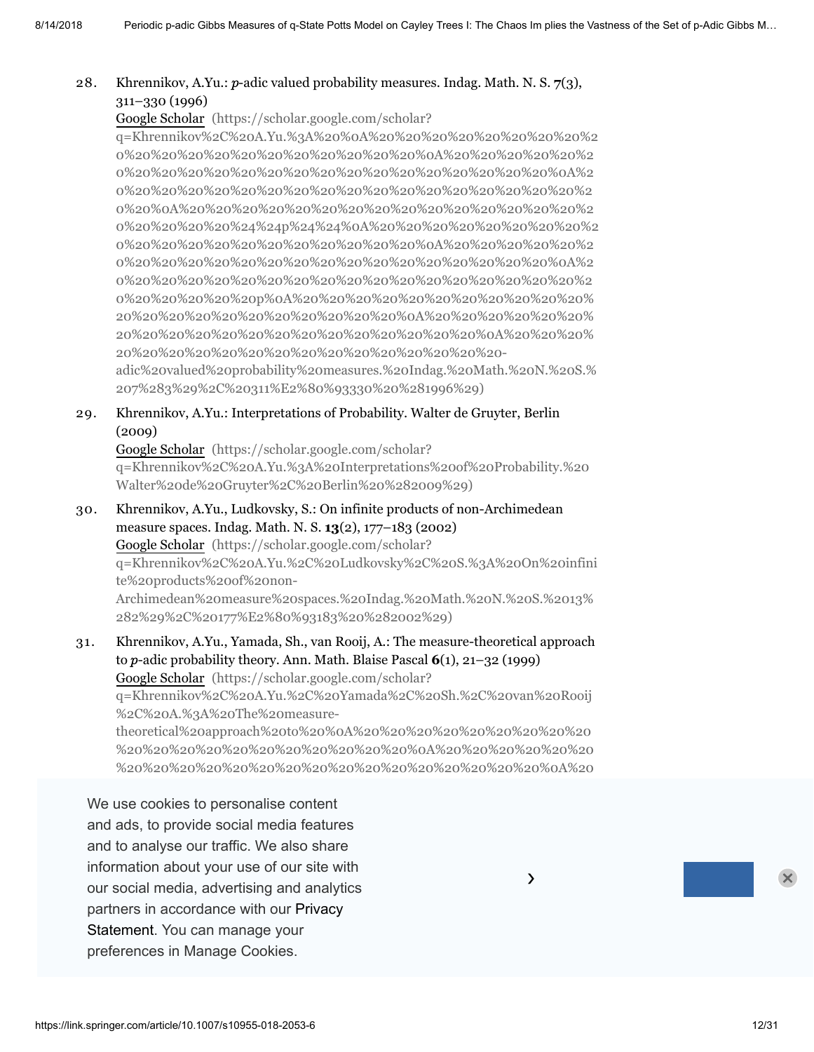28. Khrennikov, A.Yu.: *p*-adic valued probability measures. Indag. Math. N. S. **7**(3), 311–330 (1996)
Google Scholar (https://scholar.google.com/scholar?q=Khrennikov%2C%20A.Yu.%3A%20%0A%20%20%20%20%20%20%20%20%20%20%20%20%20%20%20%20%20%20%20%20%20%20%0A%20%20%20%20%20%20%20%20%20%20%20%20%20%20%20%20%20%20%20%20%20%20%20%20%0A%20%20%20%20%20%20%20%20%20%20%20%20%20%20%20%20%20%20%20%20%0A%20%20%20%20%20%20%20%20%20%20%20%20%20%20%20%20%20%20%20%20%24%24p%24%24%0A%20%20%20%20%20%20%20%20%20%20%20%20%20%20%20%20%20%20%20%20%20%20%0A%20%20%20%20%20%20%20%20%20%20%20%20%20%20%20%20%20%20%20%20%20%20%20%20%0A%20%20%20%20%20%20%20%20%20%20%20%20%20%20%20%20%20%20%20%20p%0A%20%20%20%20%20%20%20%20%20%20%20%20%20%20%20%20%20%20%20%20%20%20%0A%20%20%20%20%20%20%20%20%20%20%20%20%20%20%20%20%20%20%20%20%20%20%20%20%0A%20%20%20%20%20%20%20%20%20%20%20%20%20%20%20%20%20%20%20%20-adic%20valued%20probability%20measures.%20Indag.%20Math.%20N.%20S.%207%283%29%2C%20311%E2%80%93330%20%281996%29)

29. Khrennikov, A.Yu.: Interpretations of Probability. Walter de Gruyter, Berlin (2009)
Google Scholar (https://scholar.google.com/scholar?q=Khrennikov%2C%20A.Yu.%3A%20Interpretations%20of%20Probability.%20Walter%20de%20Gruyter%2C%20Berlin%20%282009%29)

30. Khrennikov, A.Yu., Ludkovsky, S.: On infinite products of non-Archimedean measure spaces. Indag. Math. N. S. **13**(2), 177–183 (2002)
Google Scholar (https://scholar.google.com/scholar?q=Khrennikov%2C%20A.Yu.%2C%20Ludkovsky%2C%20S.%3A%20On%20infinite%20products%20of%20non-Archimedean%20measure%20spaces.%20Indag.%20Math.%20N.%20S.%2013%282%29%2C%20177%E2%80%93183%20%282002%29)

31. Khrennikov, A.Yu., Yamada, Sh., van Rooij, A.: The measure-theoretical approach to *p*-adic probability theory. Ann. Math. Blaise Pascal **6**(1), 21–32 (1999)
Google Scholar (https://scholar.google.com/scholar?q=Khrennikov%2C%20A.Yu.%2C%20Yamada%2C%20Sh.%2C%20van%20Rooij%2C%20A.%3A%20The%20measure-theoretical%20approach%20to%20%0A%20%20%20%20%20%20%20%20%20%20%20%20%20%20%20%20%20%20%20%20%20%20%0A%20%20%20%20%20%20%20%20%20%20%20%20%20%20%20%20%20%20%20%20%20%20%20%20%0A%20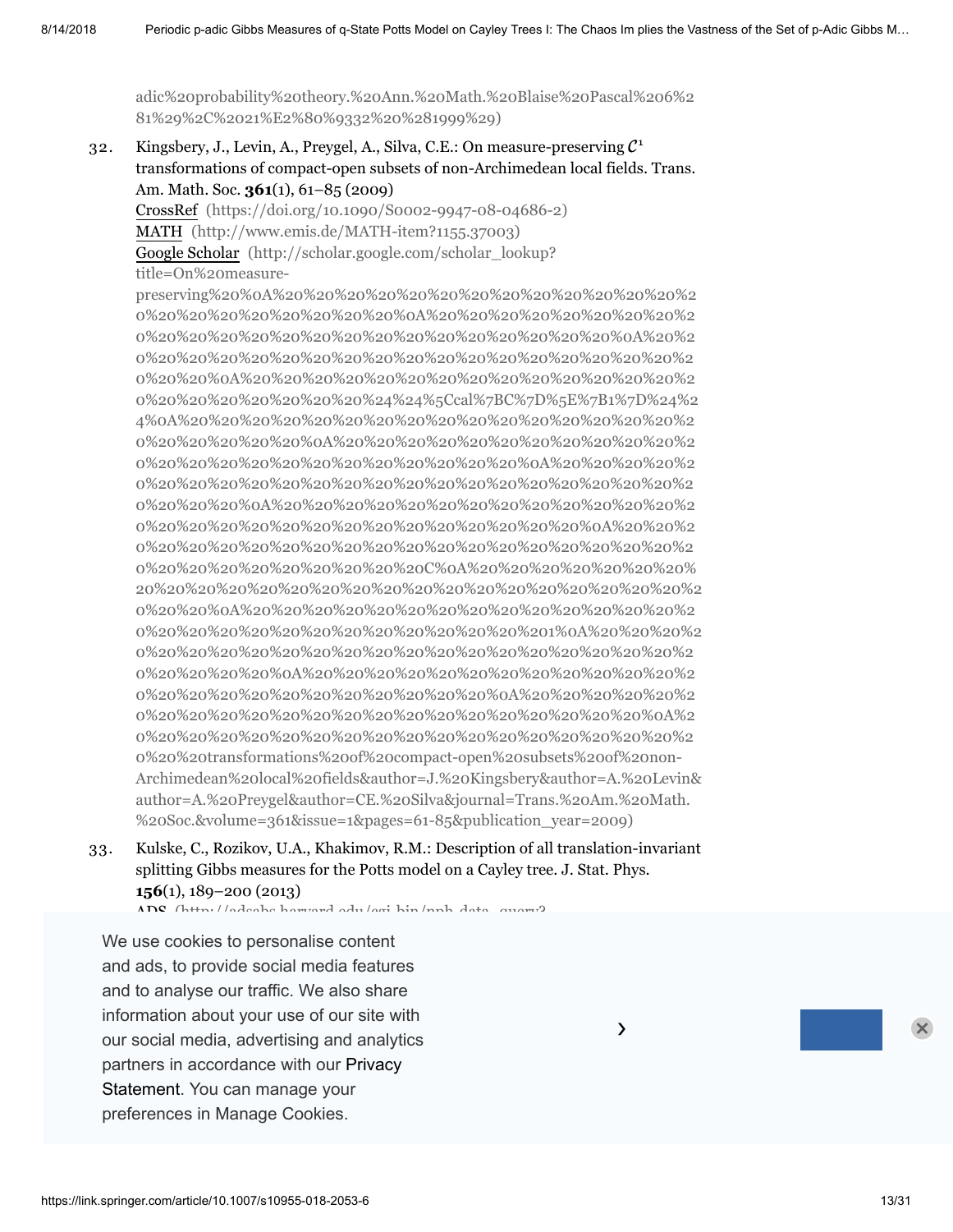adic%20probability%20theory.%20Ann.%20Math.%20Blaise%20Pascal%206%281%29%2C%2021%E2%80%9332%20%281999%29)

32. Kingsbery, J., Levin, A., Preygel, A., Silva, C.E.: On measure-preserving $\mathcal{C}^1$ transformations of compact-open subsets of non-Archimedean local fields. Trans. Am. Math. Soc. **361**(1), 61–85 (2009)
CrossRef (https://doi.org/10.1090/S0002-9947-08-04686-2)
MATH (http://www.emis.de/MATH-item?1155.37003)
Google Scholar (http://scholar.google.com/scholar_lookup?title=On%20measure-preserving%20%0A%20%20%20%20%20%20%20%20%20%20%20%20%20%20%20%20%20%20%20%20%20%20%20%0A%20%20%20%20%20%20%20%20%20%20%20%20%20%20%20%20%20%20%20%20%20%20%20%20%0A%20%20%20%20%20%20%20%20%20%20%20%20%20%20%20%20%20%20%20%20%20%20%0A%20%20%20%20%20%20%20%20%20%20%20%20%20%20%20%20%20%20%20%20%20%20%24%24%5Ccal%7BC%7D%5E%7B1%7D%24%24%0A%20%20%20%20%20%20%20%20%20%20%20%20%20%20%20%20%20%20%20%20%20%20%0A%20%20%20%20%20%20%20%20%20%20%20%20%20%20%20%20%20%20%20%20%20%20%20%20%0A%20%20%20%20%20%20%20%20%20%20%20%20%20%20%20%20%20%20%20%20%20%20%20%20%20%0A%20%20%20%20%20%20%20%20%20%20%20%20%20%20%20%20%20%20%20%20%20%20%20%0A%20%20%20%20%20%20%20%20%20%20%20%20%20%20%20%20%20%20%20%20%20%20%20%20%20%20%20%20C%0A%20%20%20%20%20%20%20%20%20%20%20%20%20%20%20%20%20%20%20%20%20%20%20%20%20%20%20%0A%20%20%20%20%20%20%20%20%20%20%20%20%20%20%20%20%20%20%20%20%20%20%20%20%20%20%20%20%201%0A%20%20%20%20%20%20%20%20%20%20%20%20%20%20%20%20%20%20%20%20%20%20%20%20%20%0A%20%20%20%20%20%20%20%20%20%20%20%20%20%20%20%20%20%20%20%20%20%20%0A%20%20%20%20%20%20%20%20%20%20%20%20%20%20%20%20%20%20%20%20%20%20%20%20%0A%20%20%20%20%20%20%20%20%20%20%20%20%20%20%20%20%20%20%20%20%20%20%20%20%20%20transformations%20of%20compact-open%20subsets%20of%20non-Archimedean%20local%20fields&author=J.%20Kingsbery&author=A.%20Levin&author=A.%20Preygel&author=CE.%20Silva&journal=Trans.%20Am.%20Math.%20Soc.&volume=361&issue=1&pages=61-85&publication_year=2009)

33. Kulske, C., Rozikov, U.A., Khakimov, R.M.: Description of all translation-invariant splitting Gibbs measures for the Potts model on a Cayley tree. J. Stat. Phys. **156**(1), 189–200 (2013)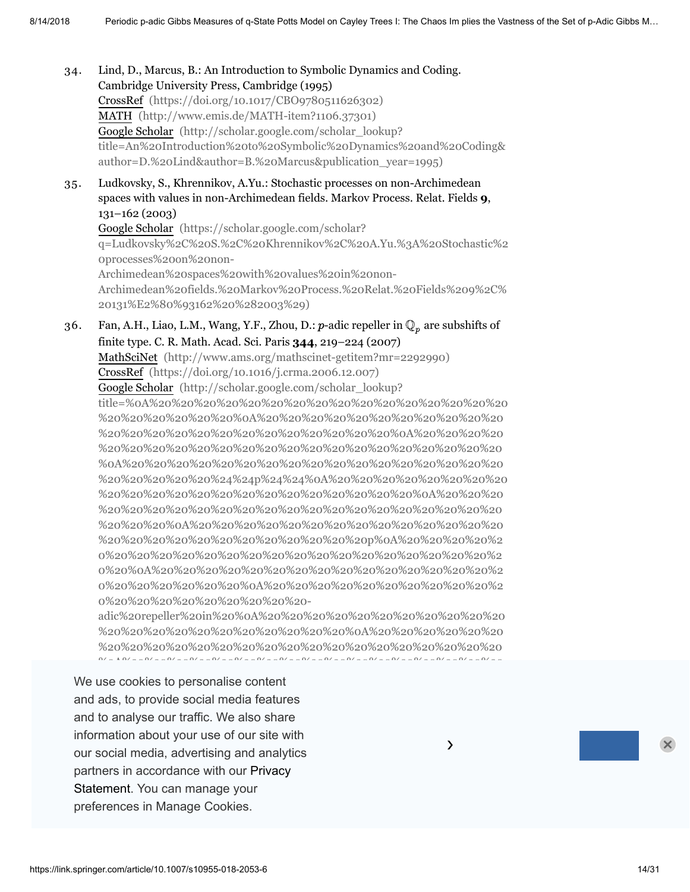34. Lind, D., Marcus, B.: An Introduction to Symbolic Dynamics and Coding. Cambridge University Press, Cambridge (1995)
CrossRef (https://doi.org/10.1017/CBO9780511626302)
MATH (http://www.emis.de/MATH-item?1106.37301)
Google Scholar (http://scholar.google.com/scholar_lookup?title=An%20Introduction%20to%20Symbolic%20Dynamics%20and%20Coding&author=D.%20Lind&author=B.%20Marcus&publication_year=1995)

35. Ludkovsky, S., Khrennikov, A.Yu.: Stochastic processes on non-Archimedean spaces with values in non-Archimedean fields. Markov Process. Relat. Fields **9**, 131–162 (2003)
Google Scholar (https://scholar.google.com/scholar?q=Ludkovsky%2C%20S.%2C%20Khrennikov%2C%20A.Yu.%3A%20Stochastic%20processes%20on%20non-Archimedean%20spaces%20with%20values%20in%20non-Archimedean%20fields.%20Markov%20Process.%20Relat.%20Fields%209%2C%20131%E2%80%93162%20%282003%29)

36. Fan, A.H., Liao, L.M., Wang, Y.F., Zhou, D.: $p$-adic repeller in $\mathbb{Q}_p$ are subshifts of finite type. C. R. Math. Acad. Sci. Paris **344**, 219–224 (2007)
MathSciNet (http://www.ams.org/mathscinet-getitem?mr=2292990)
CrossRef (https://doi.org/10.1016/j.crma.2006.12.007)
Google Scholar (http://scholar.google.com/scholar_lookup?title=%0A%20%20%20%20%20%20%20%20%20%20%20%20%20%20%20%20%20%20%20%20%20%20%20%20%20%20%0A%20%20%20%20%20%20%20%20%20%20%20%20%20%20%20%20%20%20%20%20%20%20%20%20%20%20%20%0A%20%20%20%20%20%20%20%20%20%20%20%20%20%20%20%20%20%20%20%20%20%20%20%20%0A%20%20%20%20%20%20%20%20%20%20%20%20%20%20%20%20%20%20%20%20%20%20%20%20%20%24%24p%24%24%0A%20%20%20%20%20%20%20%20%20%20%20%20%20%20%20%20%20%20%20%20%20%20%20%20%20%20%20%0A%20%20%20%20%20%20%20%20%20%20%20%20%20%20%20%20%20%20%20%20%20%20%20%20%20%20%20%20%20%0A%20%20%20%20%20%20%20%20%20%20%20%20%20%20%20%20%20%20%20%20%20%20%20%20%20%20%20%20%20p%0A%20%20%20%20%20%20%20%20%20%20%20%20%20%20%20%20%20%20%20%20%20%20%20%20%20%20%0A%20%20%20%20%20%20%20%20%20%20%20%20%20%20%20%20%20%20%20%20%0A%20%20%20%20%20%20%20%20%20%20%20%20%20%20%20%20%20%20%20%20%20%20%20%20-adic%20repeller%20in%20%0A%20%20%20%20%20%20%20%20%20%20%20%20%20%20%20%20%20%20%20%20%20%20%20%20%0A%20%20%20%20%20%20%20%20%20%20%20%20%20%20%20%20%20%20%20%20%20%20%20%20%20%20%20%20%20%20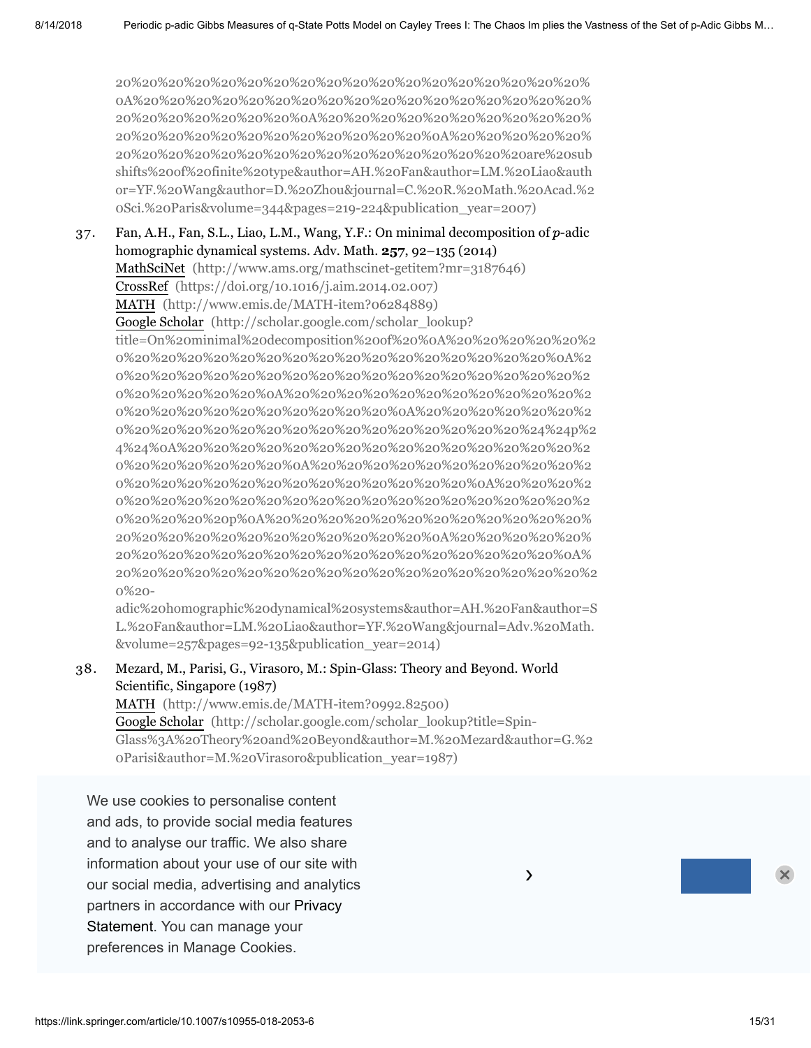20%20%20%20%20%20%20%20%20%20%20%20%20%20%20%20%20%20%20%0A%20%20%20%20%20%20%20%20%20%20%20%20%20%20%20%20%20%20%20%20%20%20%20%20%20%20%20%0A%20%20%20%20%20%20%20%20%20%20%20%20%20%20%20%20%20%20%20%20%20%20%20%20%20%20%20%20%20%20%20%0A%20%20%20%20%20%20%20%20%20%20%20%20%20%20%20%20%20%20%20%20%20%20%20%20%20%20%20%20are%20sub shifts%20of%20finite%20type&author=AH.%20Fan&author=LM.%20Liao&author=YF.%20Wang&author=D.%20Zhou&journal=C.%20R.%20Math.%20Acad.%20Sci.%20Paris&volume=344&pages=219-224&publication_year=2007)

37. Fan, A.H., Fan, S.L., Liao, L.M., Wang, Y.F.: On minimal decomposition of $p$-adic homographic dynamical systems. Adv. Math. **257**, 92–135 (2014)
MathSciNet (http://www.ams.org/mathscinet-getitem?mr=3187646)
CrossRef (https://doi.org/10.1016/j.aim.2014.02.007)
MATH (http://www.emis.de/MATH-item?06284889)
Google Scholar (http://scholar.google.com/scholar_lookup?title=On%20minimal%20decomposition%20of%20%0A%20%20%20%20%20%20%20%20%20%20%20%20%20%20%20%20%20%20%20%20%20%20%0A%20%20%20%20%20%20%20%20%20%20%20%20%20%20%20%20%20%20%20%20%20%20%20%20%20%20%20%20%20%20%0A%20%20%20%20%20%20%20%20%20%20%20%20%20%20%20%20%20%20%20%20%20%20%20%0A%20%20%20%20%20%20%20%20%20%20%20%20%20%20%20%20%20%20%20%20%24%24p%24%24%0A%20%20%20%20%20%20%20%20%20%20%20%20%20%20%20%20%20%20%20%20%20%20%20%20%20%0A%20%20%20%20%20%20%20%20%20%20%20%20%20%20%20%20%20%20%20%20%20%20%20%20%20%20%20%20%0A%20%20%20%20%20%20%20%20%20%20%20%20%20%20%20%20%20%20%20%20%20%20%20%20%20%20%20%20%20%20%20%20p%0A%20%20%20%20%20%20%20%20%20%20%20%20%20%20%20%20%20%20%20%20%20%20%20%20%20%20%20%20%0A%20%20%20%20%20%20%20%20%20%20%20%20%20%20%20%20%20%20%20%20%20%20%20%20%20%20%20%20%20%20%0A%20%20%20%20%20%20%20%20%20%20%20%20%20%20%20%20%20%20%20%20%20%20%20%20%20%20%20%20%20%20%20%20%20-adic%20homographic%20dynamical%20systems&author=AH.%20Fan&author=SL.%20Fan&author=LM.%20Liao&author=YF.%20Wang&journal=Adv.%20Math.&volume=257&pages=92-135&publication_year=2014)

38. Mezard, M., Parisi, G., Virasoro, M.: Spin-Glass: Theory and Beyond. World Scientific, Singapore (1987)
MATH (http://www.emis.de/MATH-item?0992.82500)
Google Scholar (http://scholar.google.com/scholar_lookup?title=Spin-Glass%3A%20Theory%20and%20Beyond&author=M.%20Mezard&author=G.%20Parisi&author=M.%20Virasoro&publication_year=1987)

We use cookies to personalise content and ads, to provide social media features and to analyse our traffic. We also share information about your use of our site with our social media, advertising and analytics partners in accordance with our Privacy Statement. You can manage your preferences in Manage Cookies.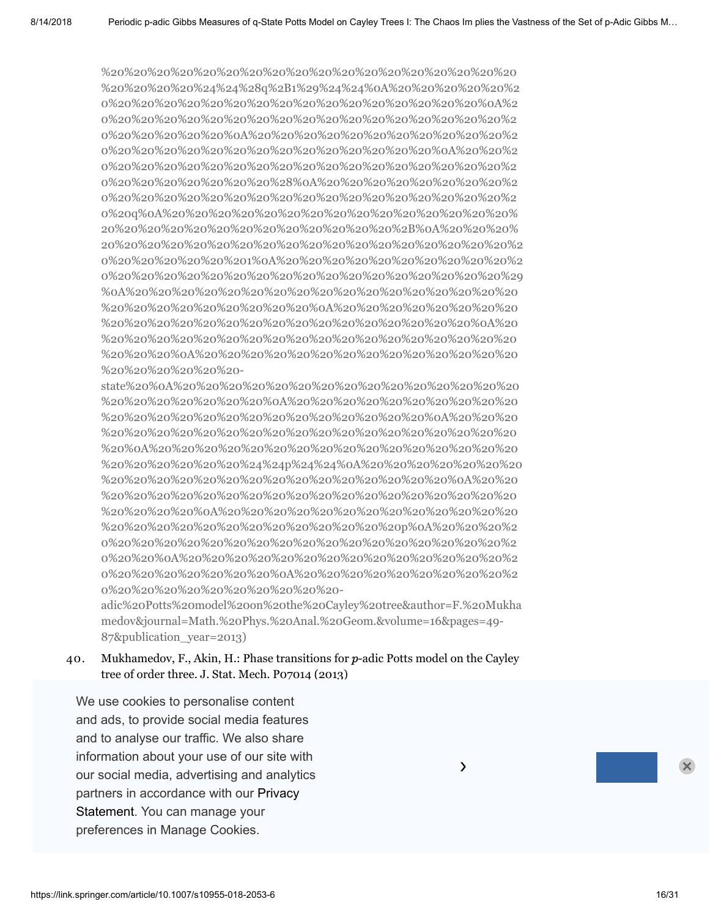%20%20%20%20%20%20%20%20%20%20%20%20%20%20%20%20%20%20%20%20%20%20%20%24%24%28q%2B1%29%24%24%0A%20%20%20%20%20%20%20%20%20%20%20%20%20%20%20%20%20%20%20%20%20%20%20%20%0A%20%20%20%20%20%20%20%20%20%20%20%20%20%20%20%20%20%20%20%20%20%20%20%20%20%20%20%0A%20%20%20%20%20%20%20%20%20%20%20%20%20%20%20%20%20%20%20%20%20%20%20%20%20%20%20%0A%20%20%20%20%20%20%20%20%20%20%20%20%20%20%20%20%20%20%20%20%20%20%20%20%20%20%20%20%20%28%0A%20%20%20%20%20%20%20%20%20%20%20%20%20%20%20%20%20%20%20%20%20%20%20%20%20%20%20%20%20q%0A%20%20%20%20%20%20%20%20%20%20%20%20%20%20%20%20%20%20%20%20%20%20%20%20%20%20%20%20%2B%0A%20%20%20%20%20%20%20%20%20%20%20%20%20%20%20%20%20%20%20%20%20%20%20%20%20%20%20%201%0A%20%20%20%20%20%20%20%20%20%20%20%20%20%20%20%20%20%20%20%20%20%20%20%20%20%20%20%29%0A%20%20%20%20%20%20%20%20%20%20%20%20%20%20%20%20%20%20%20%20%20%20%20%20%20%20%20%0A%20%20%20%20%20%20%20%20%20%20%20%20%20%20%20%20%20%20%20%20%20%20%20%20%20%20%20%0A%20%20%20%20%20%20%20%20%20%20%20%20%20%20%20%20%20%20%20%20%20%20%20%20%20%20%20%0A%20%20%20%20%20%20%20%20%20%20%20%20%20%20%20%20%20%20%20-state%20%0A%20%20%20%20%20%20%20%20%20%20%20%20%20%20%20%20%20%20%20%20%20%20%20%20%20%20%20%0A%20%20%20%20%20%20%20%20%20%20%20%20%20%20%20%20%20%20%20%20%20%20%20%20%20%20%20%0A%20%20%20%20%20%20%20%20%20%20%20%20%20%20%20%20%20%20%20%20%20%20%20%20%20%20%20%0A%20%20%20%20%20%20%20%20%20%20%20%20%20%20%20%20%20%20%20%20%20%20%24%24p%24%24%0A%20%20%20%20%20%20%20%20%20%20%20%20%20%20%20%20%20%20%20%20%20%20%20%20%20%20%20%0A%20%20%20%20%20%20%20%20%20%20%20%20%20%20%20%20%20%20%20%20%20%20%20%20%20%20%20%0A%20%20%20%20%20%20%20%20%20%20%20%20%20%20%20%20%20%20%20%20%20%20%20%20%20%20%20%20p%0A%20%20%20%20%20%20%20%20%20%20%20%20%20%20%20%20%20%20%20%20%20%20%20%20%20%20%20%0A%20%20%20%20%20%20%20%20%20%20%20%20%20%20%20%20%20%20%20%20%20%20%20%20%20%20%0A%20%20%20%20%20%20%20%20%20%20%20%20%20%20%20%20%20%20%20%20%20-adic%20Potts%20model%20on%20the%20Cayley%20tree&author=F.%20Mukhamedov&journal=Math.%20Phys.%20Anal.%20Geom.&volume=16&pages=49-87&publication_year=2013)

40. Mukhamedov, F., Akin, H.: Phase transitions for $p$-adic Potts model on the Cayley tree of order three. J. Stat. Mech. P07014 (2013)

We use cookies to personalise content and ads, to provide social media features and to analyse our traffic. We also share information about your use of our site with our social media, advertising and analytics partners in accordance with our Privacy Statement. You can manage your preferences in Manage Cookies.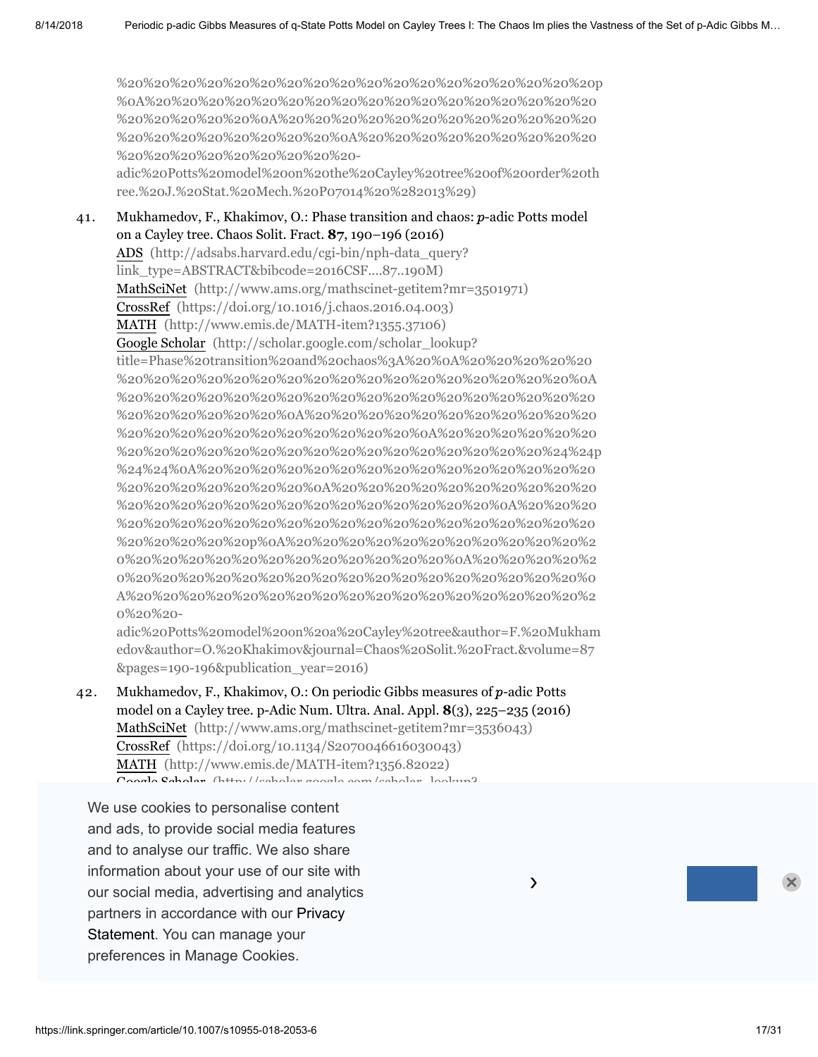%20%20%20%20%20%20%20%20%20%20%20%20%20%20%20%20%20%20%20p
%0A%20%20%20%20%20%20%20%20%20%20%20%20%20%20%20%20%20
%20%20%20%20%20%20%0A%20%20%20%20%20%20%20%20%20%20%20
%20%20%20%20%20%20%20%20%20%0A%20%20%20%20%20%20%20%20%20
%20%20%20%20%20%20%20%20%20%20-
adic%20Potts%20model%20on%20the%20Cayley%20tree%20of%20order%20th
ree.%20J.%20Stat.%20Mech.%20P07014%20%282013%29)

41. Mukhamedov, F., Khakimov, O.: Phase transition and chaos: $p$-adic Potts model on a Cayley tree. Chaos Solit. Fract. **87**, 190–196 (2016)
ADS (http://adsabs.harvard.edu/cgi-bin/nph-data_query?link_type=ABSTRACT&bibcode=2016CSF....87..190M)
MathSciNet (http://www.ams.org/mathscinet-getitem?mr=3501971)
CrossRef (https://doi.org/10.1016/j.chaos.2016.04.003)
MATH (http://www.emis.de/MATH-item?1355.37106)
Google Scholar (http://scholar.google.com/scholar_lookup?title=Phase%20transition%20and%20chaos%3A%20%0A%20%20%20%20%20
%20%20%20%20%20%20%20%20%20%20%20%20%20%20%20%20%20%20%0A
%20%20%20%20%20%20%20%20%20%20%20%20%20%20%20%20%20%20%20
%20%20%20%20%20%20%20%0A%20%20%20%20%20%20%20%20%20%20%20
%20%20%20%20%20%20%20%20%20%20%20%20%20%0A%20%20%20%20%20
%20%20%20%20%20%20%20%20%20%20%20%20%20%20%20%20%20%24%24p
%24%24%0A%20%20%20%20%20%20%20%20%20%20%20%20%20%20%20%20
%20%20%20%20%20%20%20%20%0A%20%20%20%20%20%20%20%20%20%20
%20%20%20%20%20%20%20%20%20%20%20%20%20%20%20%20%0A%20%20%20
%20%20%20%20%20%20%20%20%20%20%20%20%20%20%20%20%20%20%20%20
%20%20%20%20%20p%0A%20%20%20%20%20%20%20%20%20%20%20%20%2
0%20%20%20%20%20%20%20%20%20%20%20%20%20%0A%20%20%20%20%2
0%20%20%20%20%20%20%20%20%20%20%20%20%20%20%20%20%20%20%0
A%20%20%20%20%20%20%20%20%20%20%20%20%20%20%20%20%20%20%2
0%20%20-
adic%20Potts%20model%20on%20a%20Cayley%20tree&author=F.%20Mukham
edov&author=O.%20Khakimov&journal=Chaos%20Solit.%20Fract.&volume=87
&pages=190-196&publication_year=2016)

42. Mukhamedov, F., Khakimov, O.: On periodic Gibbs measures of $p$-adic Potts model on a Cayley tree. p-Adic Num. Ultra. Anal. Appl. **8**(3), 225–235 (2016)
MathSciNet (http://www.ams.org/mathscinet-getitem?mr=3536043)
CrossRef (https://doi.org/10.1134/S2070046616030043)
MATH (http://www.emis.de/MATH-item?1356.82022)
Google Scholar (http://scholar.google.com/scholar_lookup?

We use cookies to personalise content and ads, to provide social media features and to analyse our traffic. We also share information about your use of our site with our social media, advertising and analytics partners in accordance with our Privacy Statement. You can manage your preferences in Manage Cookies.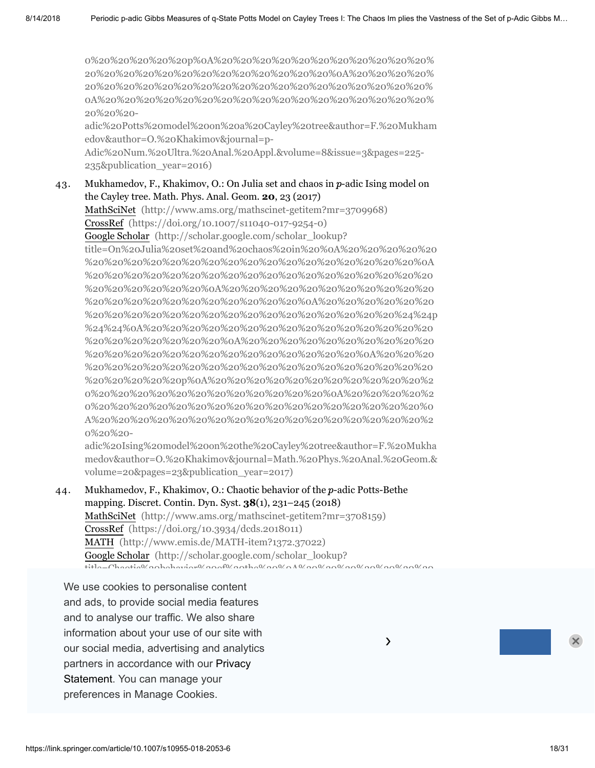0%20%20%20%20%20p%0A%20%20%20%20%20%20%20%20%20%20%20%20%20%20%20%20%20%20%20%20%20%20%20%20%20%20%0A%20%20%20%20%20%20%20%20%20%20%20%20%20%20%20%20%20%20%20%20%20%20%20%20%0A%20%20%20%20%20%20%20%20%20%20%20%20%20%20%20%20%20%20%20%20%20%20%20%20-adic%20Potts%20model%20on%20a%20Cayley%20tree&author=F.%20Mukhamedov&author=O.%20Khakimov&journal=p-Adic%20Num.%20Ultra.%20Anal.%20Appl.&volume=8&issue=3&pages=225-235&publication_year=2016)

43. Mukhamedov, F., Khakimov, O.: On Julia set and chaos in *p*-adic Ising model on the Cayley tree. Math. Phys. Anal. Geom. **20**, 23 (2017)
MathSciNet (http://www.ams.org/mathscinet-getitem?mr=3709968)
CrossRef (https://doi.org/10.1007/s11040-017-9254-0)
Google Scholar (http://scholar.google.com/scholar_lookup?title=On%20Julia%20set%20and%20chaos%20in%20%0A%20%20%20%20%20%20%20%20%20%20%20%20%20%20%20%20%20%20%20%20%20%20%20%20%0A%20%20%20%20%20%20%20%20%20%20%20%20%20%20%20%20%20%20%20%20%20%20%20%20%20%20%0A%20%20%20%20%20%20%20%20%20%20%20%20%20%20%20%20%20%20%20%20%20%20%20%20%20%0A%20%20%20%20%20%20%20%20%20%20%20%20%20%20%20%20%20%20%20%20%20%20%20%20%20%20%20%24%24p%24%24%0A%20%20%20%20%20%20%20%20%20%20%20%20%20%20%20%20%20%20%20%20%20%20%20%20%20%20%0A%20%20%20%20%20%20%20%20%20%20%20%20%20%20%20%20%20%20%20%20%20%20%20%20%20%20%20%0A%20%20%20%20%20%20%20%20%20%20%20%20%20%20%20%20%20%20%20%20%20%20%20%20%20%20%20%20%20%20p%0A%20%20%20%20%20%20%20%20%20%20%20%20%20%20%20%20%20%20%20%20%20%20%20%20%20%0A%20%20%20%20%20%20%20%20%20%20%20%20%20%20%20%20%20%20%20%20%20%20%20%0A%20%20%20%20%20%20%20%20%20%20%20%20%20%20%20%20%20%20%20%20%20%20%20%20-adic%20Ising%20model%20on%20the%20Cayley%20tree&author=F.%20Mukhamedov&author=O.%20Khakimov&journal=Math.%20Phys.%20Anal.%20Geom.&volume=20&pages=23&publication_year=2017)

44. Mukhamedov, F., Khakimov, O.: Chaotic behavior of the *p*-adic Potts-Bethe mapping. Discret. Contin. Dyn. Syst. **38**(1), 231–245 (2018)
MathSciNet (http://www.ams.org/mathscinet-getitem?mr=3708159)
CrossRef (https://doi.org/10.3934/dcds.2018011)
MATH (http://www.emis.de/MATH-item?1372.37022)
Google Scholar (http://scholar.google.com/scholar_lookup?title=Chaotic%20behavior%20of%20the%20%0A%20%20%20%20%20%20%20%20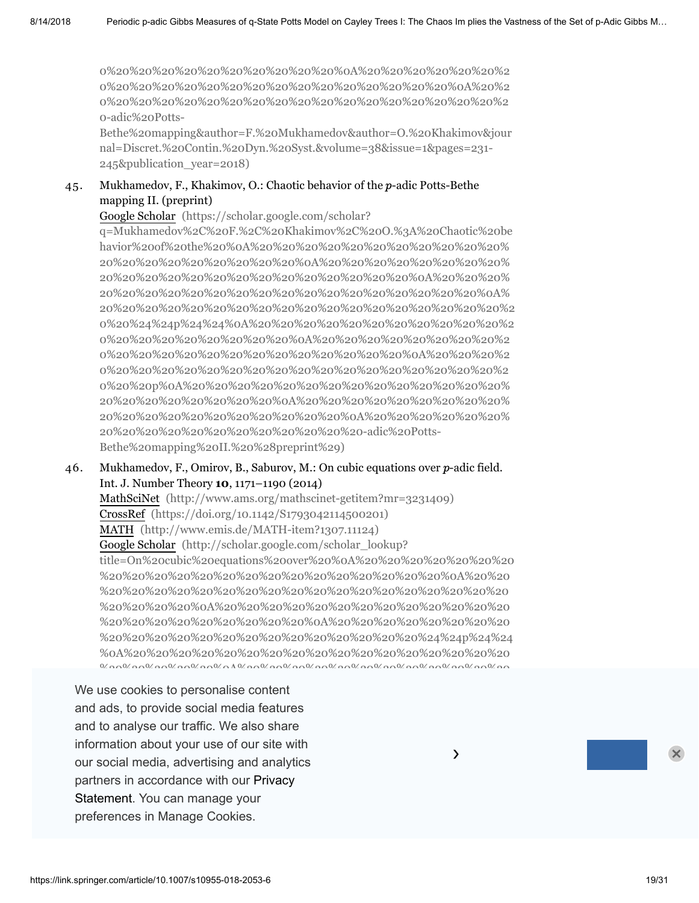0%20%20%20%20%20%20%20%20%20%20%20%0A%20%20%20%20%20%20%20%20%20%20%20%20%20%20%20%20%20%20%20%20%20%20%20%20%0A%20%20%20%20%20%20%20%20%20%20%20%20%20%20%20%20%20%20%20%20%20%20%20%20%20-adic%20Potts-Bethe%20mapping&author=F.%20Mukhamedov&author=O.%20Khakimov&journal=Discret.%20Contin.%20Dyn.%20Syst.&volume=38&issue=1&pages=231-245&publication_year=2018)

45. Mukhamedov, F., Khakimov, O.: Chaotic behavior of the $p$-adic Potts-Bethe mapping II. (preprint)
Google Scholar (https://scholar.google.com/scholar?q=Mukhamedov%2C%20F.%2C%20Khakimov%2C%20O.%3A%20Chaotic%20behavior%20of%20the%20%0A%20%20%20%20%20%20%20%20%20%20%20%20%20%20%20%20%20%20%20%20%20%20%0A%20%20%20%20%20%20%20%20%20%20%20%20%20%20%20%20%20%20%20%20%20%20%20%20%20%20%0A%20%20%20%20%20%20%20%20%20%20%20%20%20%20%20%20%20%20%20%20%20%20%20%20%0A%20%20%20%20%20%20%20%20%20%20%20%20%20%20%20%20%20%20%20%20%24%24p%24%24%0A%20%20%20%20%20%20%20%20%20%20%20%20%20%20%20%20%20%20%20%20%0A%20%20%20%20%20%20%20%20%20%20%20%20%20%20%20%20%20%20%20%20%20%0A%20%20%20%20%20%20%20%20%20%20%20%20%20%20%20%20%20%20%20%20%20%20%20p%0A%20%20%20%20%20%20%20%20%20%20%20%20%20%20%20%20%20%20%20%20%20%20%20%20%0A%20%20%20%20%20%20%20%20%20%20%20%20%20%20%20%20%20%20%20%20%20%20%20%0A%20%20%20%20%20%20%20%20%20%20%20%20%20%20%20%20%20%20%20%20%20%20%20-adic%20Potts-Bethe%20mapping%20II.%20%28preprint%29)

46. Mukhamedov, F., Omirov, B., Saburov, M.: On cubic equations over $p$-adic field. Int. J. Number Theory **10**, 1171–1190 (2014)
MathSciNet (http://www.ams.org/mathscinet-getitem?mr=3231409)
CrossRef (https://doi.org/10.1142/S1793042114500201)
MATH (http://www.emis.de/MATH-item?1307.11124)
Google Scholar (http://scholar.google.com/scholar_lookup?title=On%20cubic%20equations%20over%20%0A%20%20%20%20%20%20%20%20%20%20%20%20%20%20%20%20%20%20%20%20%20%20%20%0A%20%20%20%20%20%20%20%20%20%20%20%20%20%20%20%20%20%20%20%20%20%20%20%20%20%0A%20%20%20%20%20%20%20%20%20%20%20%20%20%20%20%20%20%20%20%0A%20%20%20%20%20%20%20%20%20%20%20%20%20%20%20%20%20%20%20%20%20%20%20%20%20%24%24p%24%24%0A%20%20%20%20%20%20%20%20%20%20%20%20%20%20%20%20%20%20%20%20%20%20%20%20%20%20%20%0A%20%20%20%20%20%20%20%20%20%20%20%20%20%20%20

We use cookies to personalise content and ads, to provide social media features and to analyse our traffic. We also share information about your use of our site with our social media, advertising and analytics partners in accordance with our Privacy Statement. You can manage your preferences in Manage Cookies.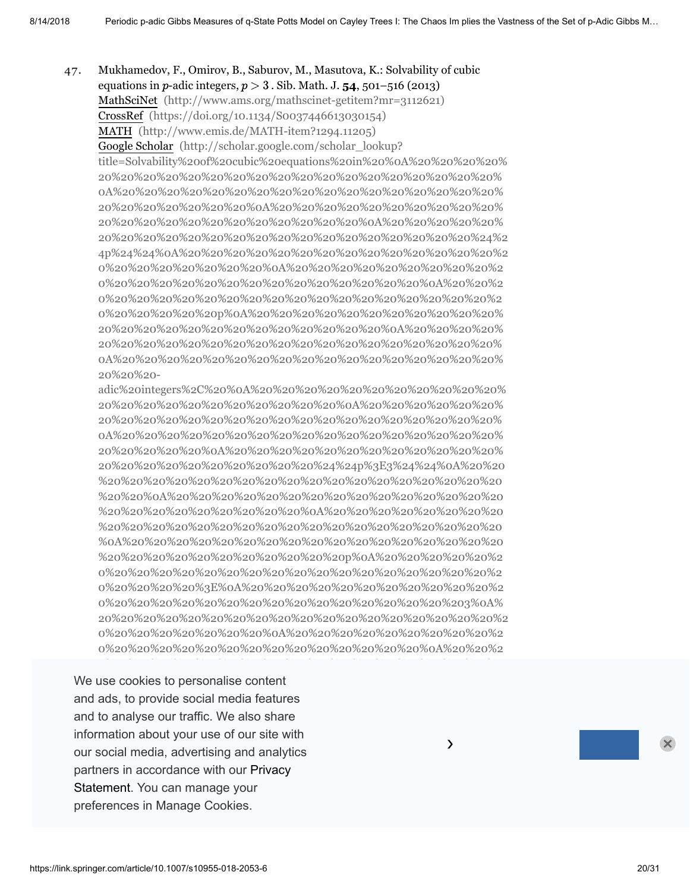47. Mukhamedov, F., Omirov, B., Saburov, M., Masutova, K.: Solvability of cubic equations in $p$-adic integers, $p > 3$ . Sib. Math. J. **54**, 501–516 (2013)
MathSciNet (http://www.ams.org/mathscinet-getitem?mr=3112621)
CrossRef (https://doi.org/10.1134/S0037446613030154)
MATH (http://www.emis.de/MATH-item?1294.11205)
Google Scholar (http://scholar.google.com/scholar_lookup?title=Solvability%20of%20cubic%20equations%20in%20%0A%20%20%20%20%20%20%20%20%20%20%20%20%20%20%20%20%20%20%20%20%20%20%20%20%0A%20%20%20%20%20%20%20%20%20%20%20%20%20%20%20%20%20%20%20%20%20%20%20%20%0A%20%20%20%20%20%20%20%20%20%20%20%20%20%20%20%20%20%20%20%20%20%20%20%20%0A%20%20%20%20%20%20%20%20%20%20%20%20%20%20%20%20%20%20%20%20%20%20%20%24%24p%24%24%0A%20%20%20%20%20%20%20%20%20%20%20%20%20%20%20%20%20%20%20%20%20%20%20%20%0A%20%20%20%20%20%20%20%20%20%20%20%20%20%20%20%20%20%20%20%20%20%20%20%20%0A%20%20%20%20%20%20%20%20%20%20%20%20%20%20%20%20%20%20%20%20%20%20%20%20%20%20%20%20%20%20p%0A%20%20%20%20%20%20%20%20%20%20%20%20%20%20%20%20%20%20%20%20%20%20%20%20%0A%20%20%20%20%20%20%20%20%20%20%20%20%20%20%20%20%20%20%20%20%20%20%20%20%0A%20%20%20%20%20%20%20%20%20%20%20%20%20%20%20%20%20%20%20-adic%20integers%2C%20%0A%20%20%20%20%20%20%20%20%20%20%20%20%20%20%20%20%20%20%20%20%20%20%20%20%0A%20%20%20%20%20%20%20%20%20%20%20%20%20%20%20%20%20%20%20%20%20%20%20%20%20%20%20%20%20%20%20%20%0A%20%20%20%20%20%20%20%20%20%20%20%20%20%20%20%20%20%20%20%20%20%20%20%20%0A%20%20%20%20%20%20%20%20%20%20%20%20%20%20%20%20%20%20%20%20%20%20%20%24%24p%3E3%24%24%0A%20%20%20%20%20%20%20%20%20%20%20%20%20%20%20%20%20%20%20%20%20%20%20%20%0A%20%20%20%20%20%20%20%20%20%20%20%20%20%20%20%20%20%20%20%20%20%20%20%20%0A%20%20%20%20%20%20%20%20%20%20%20%20%20%20%20%20%20%20%20%20%20%20%20%20%20%20%20%20%20%20%20%20%0A%20%20%20%20%20%20%20%20%20%20%20%20%20%20%20%20%20%20%20%20%20%20%20%20%20%20%20%20%20%20%20%20%20%20%20%20%20%20%20%20%20p%0A%20%20%20%20%20%20%20%20%20%20%20%20%20%20%20%20%20%20%20%20%20%20%20%20%3E%0A%20%20%20%20%20%20%20%20%20%20%20%20%20%20%20%20%20%20%20%20%20%20%20%20%20%20%20%20%20%20%20%203%0A%20%20%20%20%20%20%20%20%20%20%20%20%20%20%20%20%20%20%20%20%20%20%20%20%20%20%20%20%20%20%20%20%0A%20%20%20%20%20%20%20%20%20%20%20%20%20%20%20%20%20%20%20%20%20%20%20%20%0A%20%20%2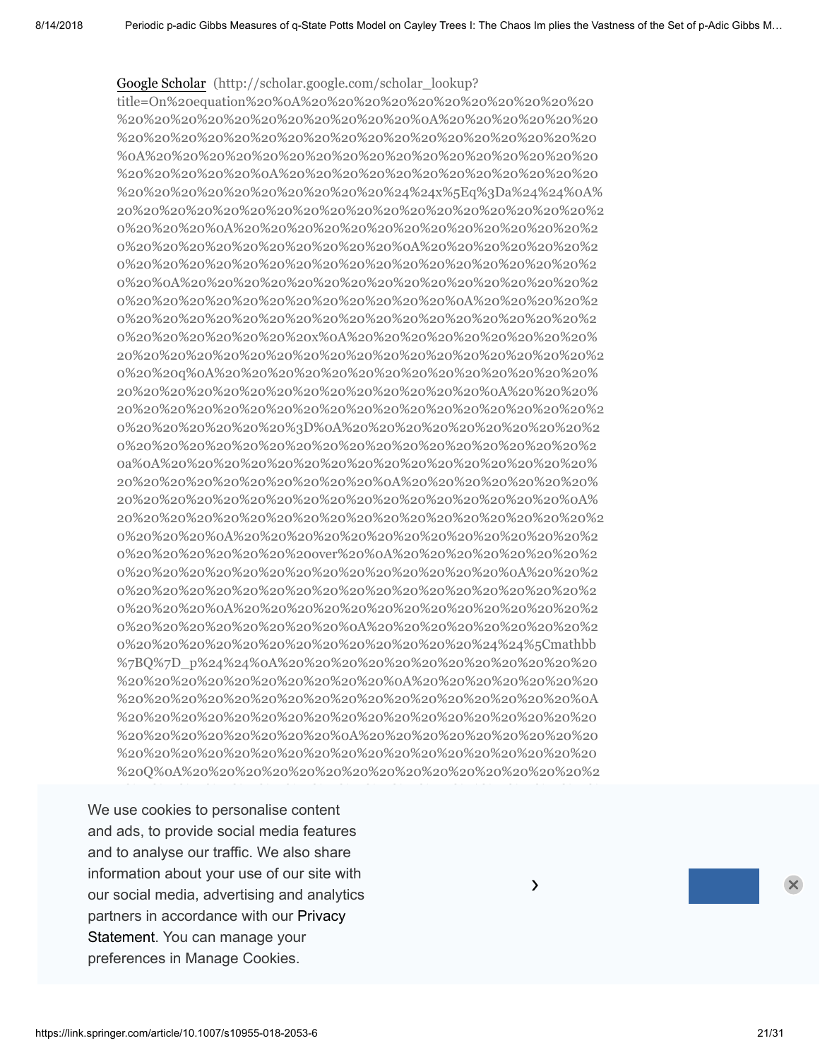Google Scholar (http://scholar.google.com/scholar_lookup?title=On%20equation%20%0A%20%20%20%20%20%20%20%20%20%20%20%20%20%20%20%20%20%20%20%20%20%20%20%20%0A%20%20%20%20%20%20%20%20%20%20%20%20%20%20%20%20%20%20%20%20%20%20%20%20%20%20%20%0A%20%20%20%20%20%20%20%20%20%20%20%20%20%20%20%20%20%20%20%20%20%20%0A%20%20%20%20%20%20%20%20%20%20%20%20%20%20%20%20%20%20%20%20%20%20%20%24%24x%5Eq%3Da%24%24%0A%20%20%20%20%20%20%20%20%20%20%20%20%20%20%20%20%20%20%20%20%20%20%0A%20%20%20%20%20%20%20%20%20%20%20%20%20%20%20%20%20%20%20%20%20%20%20%20%20%0A%20%20%20%20%20%20%20%20%20%20%20%20%20%20%20%20%20%20%20%20%20%20%20%20%20%20%20%20%0A%20%20%20%20%20%20%20%20%20%20%20%20%20%20%20%20%20%20%20%20%20%20%20%20%20%20%20%20%20%0A%20%20%20%20%20%20%20%20%20%20%20%20%20%20%20%20%20%20%20%20%20%20%20%20%20%20%20%20%20%20%20%20x%0A%20%20%20%20%20%20%20%20%20%20%20%20%20%20%20%20%20%20%20%20%20%20%20%20%20%20%20%20%20%20%20%20%20q%0A%20%20%20%20%20%20%20%20%20%20%20%20%20%20%20%20%20%20%20%20%20%20%20%20%20%20%20%0A%20%20%20%20%20%20%20%20%20%20%20%20%20%20%20%20%20%20%20%20%20%20%20%20%20%20%20%20%20%3D%0A%20%20%20%20%20%20%20%20%20%20%20%20%20%20%20%20%20%20%20%20%20%20%20%20%20%20%20%20%20a%0A%20%20%20%20%20%20%20%20%20%20%20%20%20%20%20%20%20%20%20%20%20%20%20%20%20%20%20%20%0A%20%20%20%20%20%20%20%20%20%20%20%20%20%20%20%20%20%20%20%20%20%20%20%20%20%20%20%20%20%20%20%20%0A%20%20%20%20%20%20%20%20%20%20%20%20%20%20%20%20%20%20%20%20%20%20%20%20%20%0A%20%20%20%20%20%20%20%20%20%20%20%20%20%20%20%20%20%20%20%20%20%20over%20%0A%20%20%20%20%20%20%20%20%20%20%20%20%20%20%20%20%20%20%20%20%20%20%0A%20%20%20%20%20%20%20%20%20%20%20%20%20%20%20%20%20%20%20%20%20%20%20%20%20%20%20%0A%20%20%20%20%20%20%20%20%20%20%20%20%20%20%20%20%20%20%20%20%20%20%0A%20%20%20%20%20%20%20%20%20%20%20%20%20%20%20%20%20%20%20%20%20%20%20%20%20%20%24%24%5Cmathbb%7BQ%7D_p%24%24%0A%20%20%20%20%20%20%20%20%20%20%20%20%20%20%20%20%20%20%20%20%20%20%20%0A%20%20%20%20%20%20%20%20%20%20%20%20%20%20%20%20%20%20%20%20%20%20%20%20%20%20%20%20%20%0A%20%20%20%20%20%20%20%20%20%20%20%20%20%20%20%20%20%20%20%20%20%20%20%0A%20%20%20%20%20%20%20%20%20%20%20%20%20%20%20%20%20%20%20%20%20%20%20%20%20%20%20%20%20%20%20%20%20Q%0A%20%20%20%20%20%20%20%20%20%20%20%20%20%20%20%20%2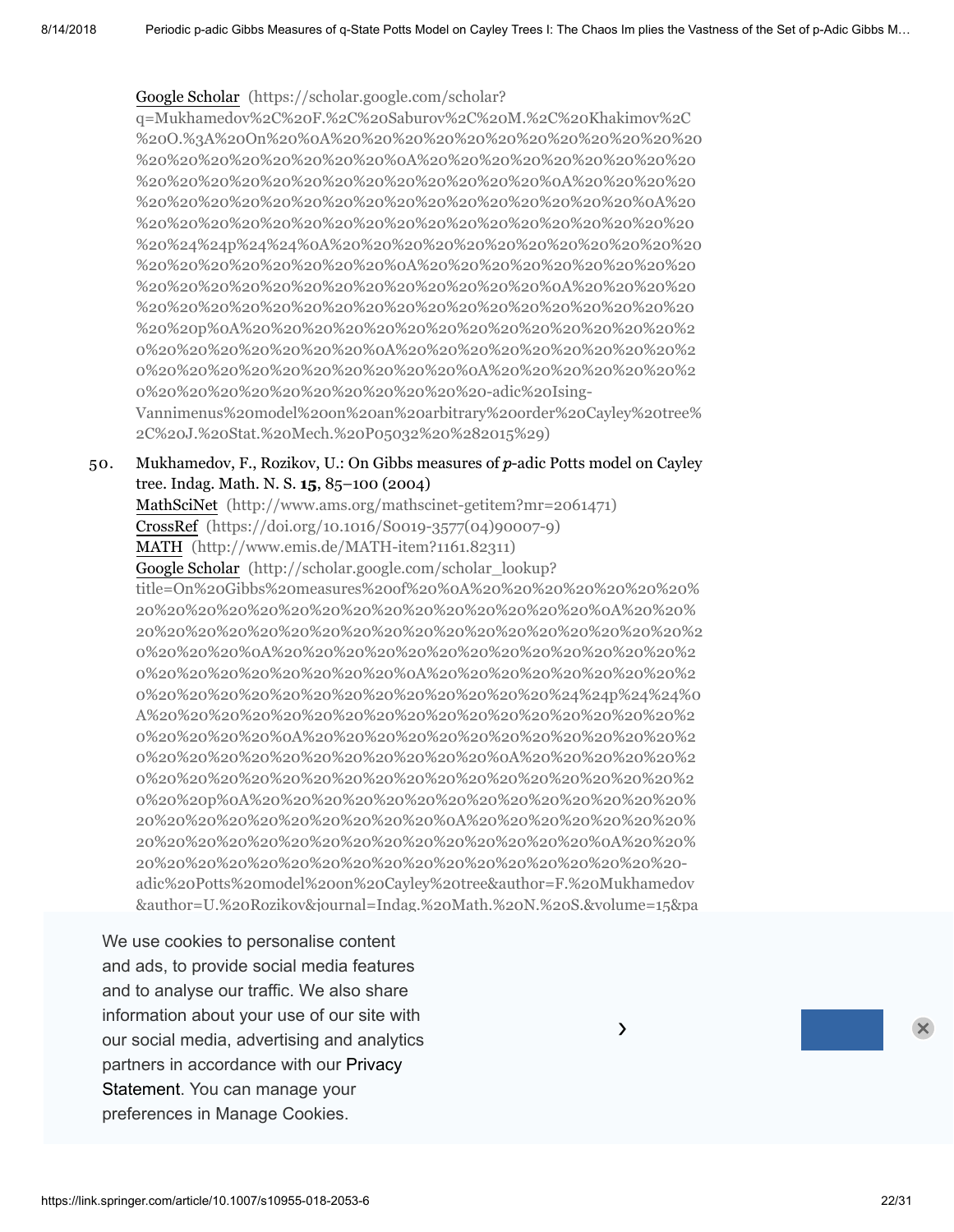Google Scholar (https://scholar.google.com/scholar?q=Mukhamedov%2C%20F.%2C%20Saburov%2C%20M.%2C%20Khakimov%2C%20O.%3A%20On%20%0A%20%20%20%20%20%20%20%20%20%20%20%20%20%20%20%20%20%20%20%20%20%20%0A%20%20%20%20%20%20%20%20%20%20%20%20%20%20%20%20%20%20%20%20%20%20%0A%20%20%20%20%20%20%20%20%20%20%20%20%20%20%20%20%20%20%20%20%20%20%0A%20%20%20%20%20%20%20%20%20%20%20%20%20%20%20%20%20%20%20%20%20%20%24%24p%24%24%0A%20%20%20%20%20%20%20%20%20%20%20%20%20%20%20%20%20%20%20%20%20%20%0A%20%20%20%20%20%20%20%20%20%20%20%20%20%20%20%20%20%20%20%20%20%20%0A%20%20%20%20%20%20%20%20%20%20%20%20%20%20%20%20%20%20%20%20%20%20%20%20p%0A%20%20%20%20%20%20%20%20%20%20%20%20%20%20%20%20%20%20%20%20%20%20%0A%20%20%20%20%20%20%20%20%20%20%20%20%20%20%20%20%20%20%20%20%20%20%0A%20%20%20%20%20%20%20%20%20%20%20%20%20%20%20%20%20%20%20%20%20%20-adic%20Ising-Vannimenus%20model%20on%20an%20arbitrary%20order%20Cayley%20tree%2C%20J.%20Stat.%20Mech.%20P05032%20%282015%29)

50. Mukhamedov, F., Rozikov, U.: On Gibbs measures of *p*-adic Potts model on Cayley tree. Indag. Math. N. S. **15**, 85–100 (2004)
MathSciNet (http://www.ams.org/mathscinet-getitem?mr=2061471)
CrossRef (https://doi.org/10.1016/S0019-3577(04)90007-9)
MATH (http://www.emis.de/MATH-item?1161.82311)
Google Scholar (http://scholar.google.com/scholar_lookup?title=On%20Gibbs%20measures%20of%20%0A%20%20%20%20%20%20%20%20%20%20%20%20%20%20%20%20%20%20%20%20%20%20%0A%20%20%20%20%20%20%20%20%20%20%20%20%20%20%20%20%20%20%20%20%20%20%0A%20%20%20%20%20%20%20%20%20%20%20%20%20%20%20%20%20%20%20%20%20%20%0A%20%20%20%20%20%20%20%20%20%20%20%20%20%20%20%20%20%20%20%20%20%20%24%24p%24%24%0A%20%20%20%20%20%20%20%20%20%20%20%20%20%20%20%20%20%20%20%20%20%20%0A%20%20%20%20%20%20%20%20%20%20%20%20%20%20%20%20%20%20%20%20%20%20%0A%20%20%20%20%20%20%20%20%20%20%20%20%20%20%20%20%20%20%20%20%20%20%20%20p%0A%20%20%20%20%20%20%20%20%20%20%20%20%20%20%20%20%20%20%20%20%20%20%0A%20%20%20%20%20%20%20%20%20%20%20%20%20%20%20%20%20%20%20%20%20%20%0A%20%20%20%20%20%20%20%20%20%20%20%20%20%20%20%20%20%20%20%20%20%20-adic%20Potts%20model%20on%20Cayley%20tree&author=F.%20Mukhamedov&author=U.%20Rozikov&journal=Indag.%20Math.%20N.%20S.&volume=15&pa

We use cookies to personalise content and ads, to provide social media features and to analyse our traffic. We also share information about your use of our site with our social media, advertising and analytics partners in accordance with our Privacy Statement. You can manage your preferences in Manage Cookies.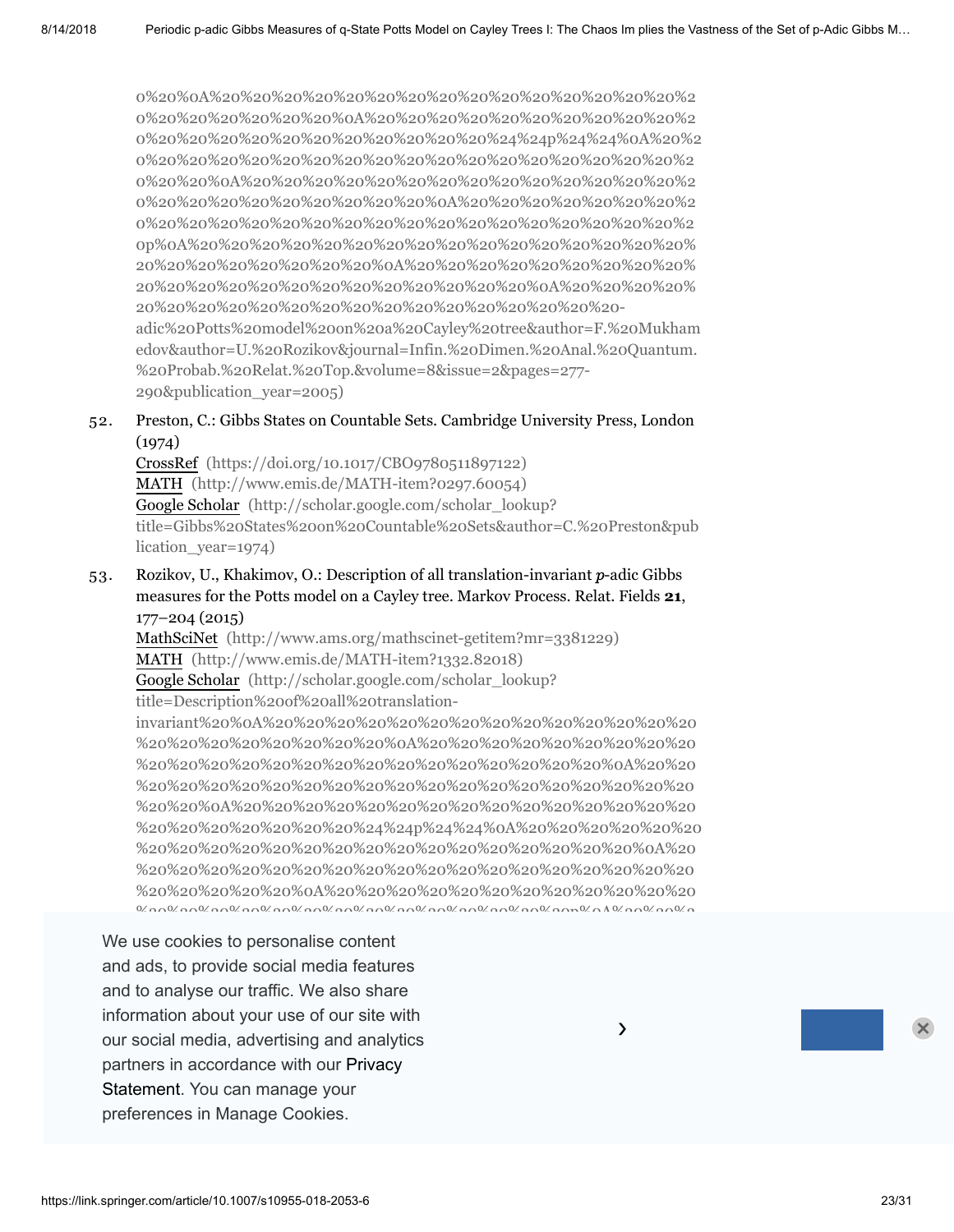0%20%0A%20%20%20%20%20%20%20%20%20%20%20%20%20%20%20%2
0%20%20%20%20%20%20%0A%20%20%20%20%20%20%20%20%20%2
0%20%20%20%20%20%20%20%20%20%20%20%24%24p%24%24%0A%20%2
0%20%20%20%20%20%20%20%20%20%20%20%20%20%20%20%20%2
0%20%20%0A%20%20%20%20%20%20%20%20%20%20%20%20%2
0%20%20%20%20%20%20%20%20%0A%20%20%20%20%20%20%2
0%20%20%20%20%20%20%20%20%20%20%20%20%20%20%20%20%2
0p%0A%20%20%20%20%20%20%20%20%20%20%20%20%20%20%20%
20%20%20%20%20%20%20%20%0A%20%20%20%20%20%20%20%20%
20%20%20%20%20%20%20%20%20%20%20%20%20%0A%20%20%20%20%
20%20%20%20%20%20%20%20%20%20%20%20%20%20%20%20-
adic%20Potts%20model%20on%20a%20Cayley%20tree&author=F.%20Mukham
edov&author=U.%20Rozikov&journal=Infin.%20Dimen.%20Anal.%20Quantum.
%20Probab.%20Relat.%20Top.&volume=8&issue=2&pages=277-
290&publication_year=2005)

52. Preston, C.: Gibbs States on Countable Sets. Cambridge University Press, London (1974)
CrossRef (https://doi.org/10.1017/CBO9780511897122)
MATH (http://www.emis.de/MATH-item?0297.60054)
Google Scholar (http://scholar.google.com/scholar_lookup?title=Gibbs%20States%20on%20Countable%20Sets&author=C.%20Preston&publication_year=1974)

53. Rozikov, U., Khakimov, O.: Description of all translation-invariant $p$-adic Gibbs measures for the Potts model on a Cayley tree. Markov Process. Relat. Fields **21**, 177–204 (2015)
MathSciNet (http://www.ams.org/mathscinet-getitem?mr=3381229)
MATH (http://www.emis.de/MATH-item?1332.82018)
Google Scholar (http://scholar.google.com/scholar_lookup?title=Description%20of%20all%20translation-invariant%20%0A%20%20%20%20%20%20%20%20%20%20%20%20%20%20%20%20%20%20%20%20%20%20%20%20%0A%20%20%20%20%20%20%20%20%20%20%20%20%20%20%20%20%20%20%20%20%20%20%20%20%20%20%0A%20%20%20%20%20%20%20%20%20%20%20%20%20%20%20%20%20%20%20%20%20%20%20%20%20%20%20%0A%20%20%20%20%20%20%20%20%20%20%20%20%20%20%20%20%20%20%20%20%20%20%20%24%24p%24%24%0A%20%20%20%20%20%20%20%20%20%20%20%20%20%20%20%20%20%20%20%20%20%20%20%20%0A%20%20%20%20%20%20%20%20%20%20%20%20%20%20%20%20%20%20%20%20%20%20%20%20%20%20%0A%20%20%20%20%20%20%20%20%20%20%20%20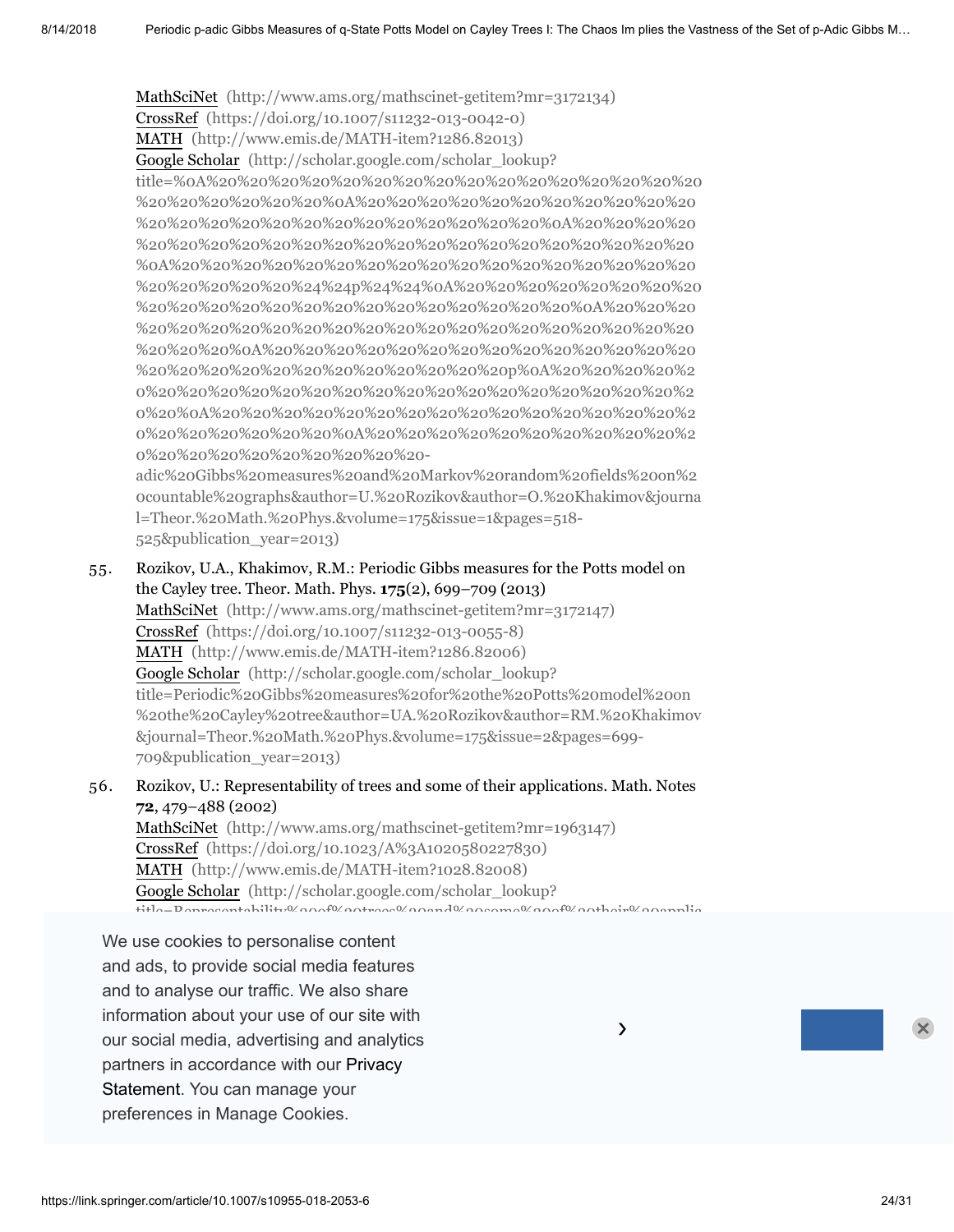MathSciNet (http://www.ams.org/mathscinet-getitem?mr=3172134)
CrossRef (https://doi.org/10.1007/s11232-013-0042-0)
MATH (http://www.emis.de/MATH-item?1286.82013)
Google Scholar (http://scholar.google.com/scholar_lookup?title=%0A%20%20%20%20%20%20%20%20%20%20%20%20%20%20%20%20%20%20%20%20%20%20%0A%20%20%20%20%20%20%20%20%20%20%20%20%20%20%20%20%20%20%20%20%20%20%20%20%0A%20%20%20%20%20%20%20%20%20%20%20%20%20%20%20%20%20%20%20%20%20%20%20%20%20%0A%20%20%20%20%20%20%20%20%20%20%20%20%20%20%20%20%20%20%20%20%20%20%24%24p%24%24%0A%20%20%20%20%20%20%20%20%20%20%20%20%20%20%20%20%20%20%20%20%20%20%20%0A%20%20%20%20%20%20%20%20%20%20%20%20%20%20%20%20%20%20%20%20%20%20%20%20%0A%20%20%20%20%20%20%20%20%20%20%20%20%20%20%20%20%20%20%20%20%20%20%20%20%20%20%20%20p%0A%20%20%20%20%20%20%20%20%20%20%20%20%20%20%20%20%20%20%20%20%20%20%0A%20%20%20%20%20%20%20%20%20%20%20%20%20%20%20%20%20%20%20%20%20%20%0A%20%20%20%20%20%20%20%20%20%20%20%20%20%20%20%20%20%20%20%20-adic%20Gibbs%20measures%20and%20Markov%20random%20fields%20on%20countable%20graphs&author=U.%20Rozikov&author=O.%20Khakimov&journal=Theor.%20Math.%20Phys.&volume=175&issue=1&pages=518-525&publication_year=2013)

55. Rozikov, U.A., Khakimov, R.M.: Periodic Gibbs measures for the Potts model on the Cayley tree. Theor. Math. Phys. **175**(2), 699–709 (2013)
MathSciNet (http://www.ams.org/mathscinet-getitem?mr=3172147)
CrossRef (https://doi.org/10.1007/s11232-013-0055-8)
MATH (http://www.emis.de/MATH-item?1286.82006)
Google Scholar (http://scholar.google.com/scholar_lookup?title=Periodic%20Gibbs%20measures%20for%20the%20Potts%20model%20on%20the%20Cayley%20tree&author=UA.%20Rozikov&author=RM.%20Khakimov&journal=Theor.%20Math.%20Phys.&volume=175&issue=2&pages=699-709&publication_year=2013)

56. Rozikov, U.: Representability of trees and some of their applications. Math. Notes **72**, 479–488 (2002)
MathSciNet (http://www.ams.org/mathscinet-getitem?mr=1963147)
CrossRef (https://doi.org/10.1023/A%3A1020580227830)
MATH (http://www.emis.de/MATH-item?1028.82008)
Google Scholar (http://scholar.google.com/scholar_lookup?title=Representability%20of%20trees%20and%20some%20of%20their%20applic

We use cookies to personalise content and ads, to provide social media features and to analyse our traffic. We also share information about your use of our site with our social media, advertising and analytics partners in accordance with our Privacy Statement. You can manage your preferences in Manage Cookies.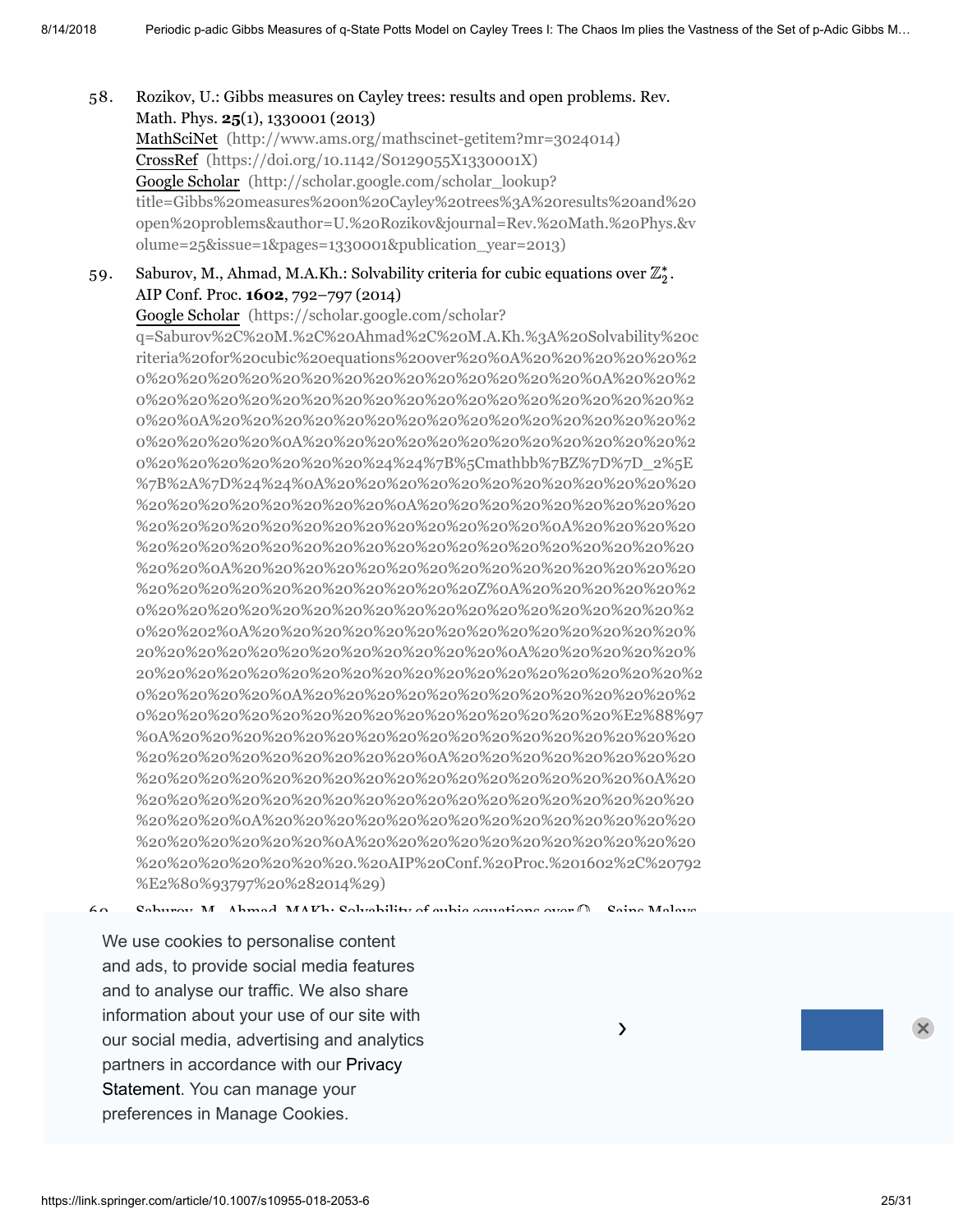58. Rozikov, U.: Gibbs measures on Cayley trees: results and open problems. Rev. Math. Phys. **25**(1), 1330001 (2013)
    MathSciNet (http://www.ams.org/mathscinet-getitem?mr=3024014)
    CrossRef (https://doi.org/10.1142/S0129055X1330001X)
    Google Scholar (http://scholar.google.com/scholar_lookup?title=Gibbs%20measures%20on%20Cayley%20trees%3A%20results%20and%20open%20problems&author=U.%20Rozikov&journal=Rev.%20Math.%20Phys.&volume=25&issue=1&pages=1330001&publication_year=2013)

59. Saburov, M., Ahmad, M.A.Kh.: Solvability criteria for cubic equations over $\mathbb{Z}_2^*$. AIP Conf. Proc. **1602**, 792–797 (2014)
    Google Scholar (https://scholar.google.com/scholar?q=Saburov%2C%20M.%2C%20Ahmad%2C%20M.A.Kh.%3A%20Solvability%20criteria%20for%20cubic%20equations%20over%20%0A%20%20%20%20%20%20%20%20%20%20%20%20%20%20%20%20%20%20%20%20%20%20%0A%20%20%20%20%20%20%20%20%20%20%20%20%20%20%20%20%20%20%20%20%20%20%0A%20%20%20%20%20%20%20%20%20%20%20%20%20%20%20%20%20%20%20%20%20%0A%20%20%20%20%20%20%20%20%20%20%20%20%20%20%20%20%20%20%20%20%20%24%24%7B%5Cmathbb%7BZ%7D%7D_2%5E%7B%2A%7D%24%24%0A%20%20%20%20%20%20%20%20%20%20%20%20%20%20%20%20%20%20%20%20%20%0A%20%20%20%20%20%20%20%20%20%20%20%20%20%20%20%20%20%20%20%20%20%20%20%20%0A%20%20%20%20%20%20%20%20%20%20%20%20%20%20%20%20%20%20%20%20%20%20%20%20%20%20%0A%20%20%20%20%20%20%20%20%20%20%20%20%20%20%20%20%20%20%20%20%20%20%20%20%20%20%20%20%20%20Z%0A%20%20%20%20%20%20%20%20%20%20%20%20%20%20%20%20%20%20%20%20%20%20%20%20%202%0A%20%20%20%20%20%20%20%20%20%20%20%20%20%20%20%20%20%20%20%20%20%20%20%20%20%20%20%20%0A%20%20%20%20%20%20%20%20%20%20%20%20%20%20%20%20%20%20%20%20%20%20%20%20%20%20%20%20%20%0A%20%20%20%20%20%20%20%20%20%20%20%20%20%20%20%20%20%20%20%20%20%20%20%20%20%20%20%20%20%E2%88%97%0A%20%20%20%20%20%20%20%20%20%20%20%20%20%20%20%20%20%20%20%20%20%20%20%20%20%20%20%20%0A%20%20%20%20%20%20%20%20%20%20%20%20%20%20%20%20%20%20%20%20%20%20%20%20%20%20%20%20%20%20%0A%20%20%20%20%20%20%20%20%20%20%20%20%20%20%20%20%20%20%20%20%20%20%20%20%20%20%20%20%0A%20%20%20%20%20%20%20%20%20%20%20%20%20%20%20%20%20%20%20%20%20%20%20%20%20%20%0A%20%20%20%20%20%20%20%20%20%20%20%20%20%20%20%20%20%20%20%20%20%20%20.%20AIP%20Conf.%20Proc.%201602%2C%20792%E2%80%93797%20%282014%29)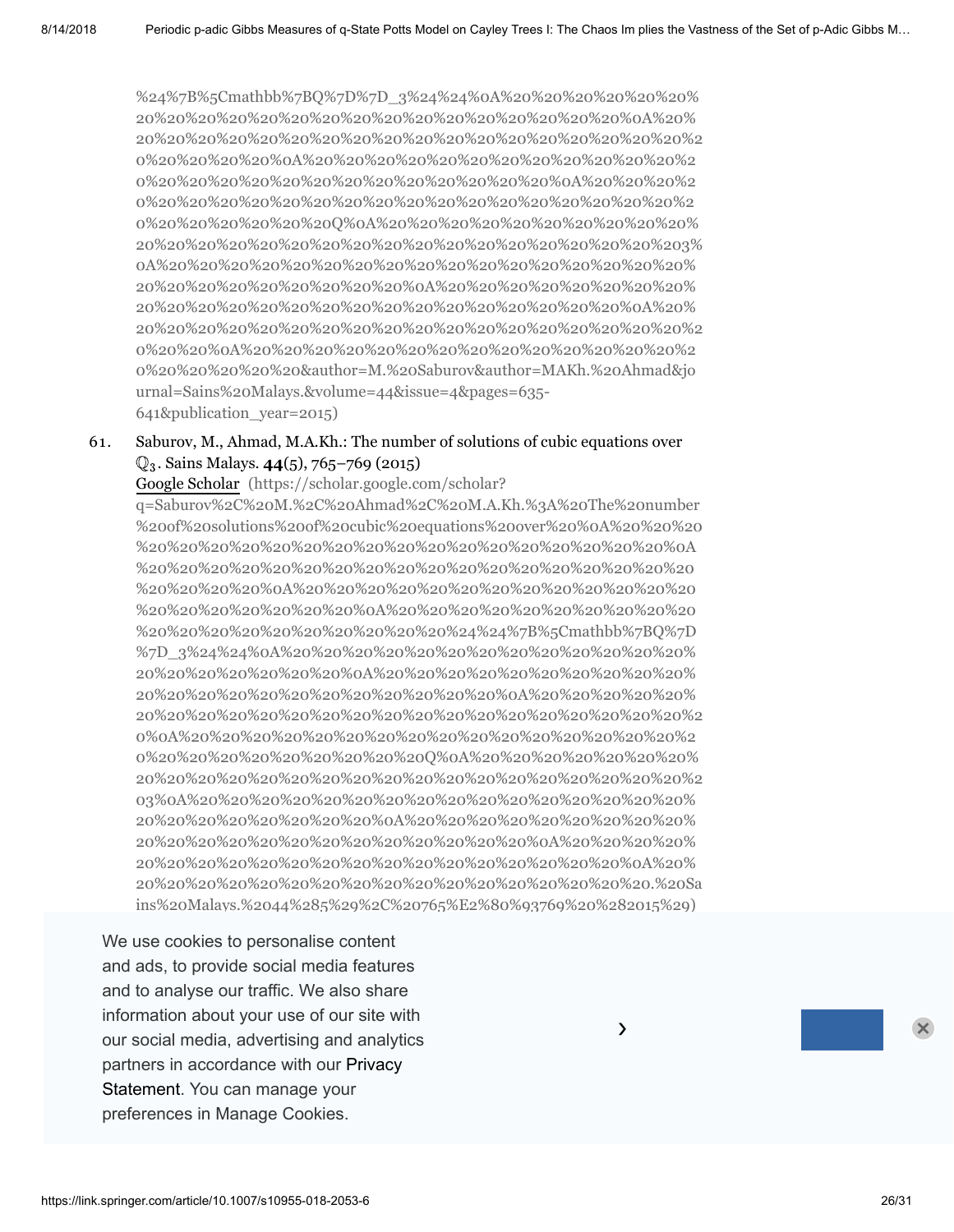%24%7B%5Cmathbb%7BQ%7D%7D_3%24%24%0A%20%20%20%20%20%20%20%20%20%20%20%20%20%20%20%20%20%20%20%20%20%20%20%20%20%20%20%20%0A%20%20%20%20%20%20%20%20%20%20%20%20%20%20%20%20%20%20%20%20%20%20%20%20%20%20%20%0A%20%20%20%20%20%20%20%20%20%20%20%20%20%20%20%20%20%20%20%20%20%20%20%20%20%20%0A%20%20%20%20%20%20%20%20%20%20%20%20%20%20%20%20%20%20%20%20%20%20%20%20%20%20%20%20%20%20%20%20%20%20Q%0A%20%20%20%20%20%20%20%20%20%20%20%20%20%20%20%20%20%20%20%20%20%20%20%20%20%20%20%20%20%203%0A%20%20%20%20%20%20%20%20%20%20%20%20%20%20%20%20%20%20%20%20%20%20%20%20%20%20%20%0A%20%20%20%20%20%20%20%20%20%20%20%20%20%20%20%20%20%20%20%20%20%20%20%20%20%20%20%20%0A%20%20%20%20%20%20%20%20%20%20%20%20%20%20%20%20%20%20%20%20%20%20%20%20%20%20%20%20%0A%20%20%20%20%20%20%20%20%20%20%20%20%20%20%20%20%20%20%20%20%20%20%20%20%20%20&author=M.%20Saburov&author=MAKh.%20Ahmad&journal=Sains%20Malays.&volume=44&issue=4&pages=635-641&publication_year=2015)

61. Saburov, M., Ahmad, M.A.Kh.: The number of solutions of cubic equations over $\mathbb{Q}_3$. Sains Malays. **44**(5), 765–769 (2015)
Google Scholar (https://scholar.google.com/scholar?q=Saburov%2C%20M.%2C%20Ahmad%2C%20M.A.Kh.%3A%20The%20number%20of%20solutions%20of%20cubic%20equations%20over%20%0A%20%20%20%20%20%20%20%20%20%20%20%20%20%20%20%20%20%20%20%20%20%0A%20%20%20%20%20%20%20%20%20%20%20%20%20%20%20%20%20%20%20%20%20%20%0A%20%20%20%20%20%20%20%20%20%20%20%20%20%20%20%20%20%20%20%0A%20%20%20%20%20%20%20%20%20%20%20%20%20%20%20%20%20%20%20%20%20%20%20%24%24%7B%5Cmathbb%7BQ%7D%7D_3%24%24%0A%20%20%20%20%20%20%20%20%20%20%20%20%20%20%20%20%20%20%20%20%20%20%0A%20%20%20%20%20%20%20%20%20%20%20%20%20%20%20%20%20%20%20%20%20%20%20%20%0A%20%20%20%20%20%20%20%20%20%20%20%20%20%20%20%20%20%20%20%20%20%20%20%20%20%20%20%0A%20%20%20%20%20%20%20%20%20%20%20%20%20%20%20%20%20%20%20%20%20%20%20%20%20Q%0A%20%20%20%20%20%20%20%20%20%20%20%20%20%20%20%20%20%20%20%20%20%20%20%20%20%20%20%20%203%0A%20%20%20%20%20%20%20%20%20%20%20%20%20%20%20%20%20%20%20%20%20%20%20%20%20%20%0A%20%20%20%20%20%20%20%20%20%20%20%20%20%20%20%20%20%20%20%20%20%20%20%0A%20%20%20%20%20%20%20%20%20%20%20%20%20%20%20%20%20%20%20%20%20%20%20%20%0A%20%20%20%20%20%20%20%20%20%20%20%20%20%20%20%20%20%20%20%20%20%20%20%20%20%20.%20Sains%20Malays.%2044%285%29%2C%20765%E2%80%93769%20%282015%29)

We use cookies to personalise content and ads, to provide social media features and to analyse our traffic. We also share information about your use of our site with our social media, advertising and analytics partners in accordance with our Privacy Statement. You can manage your preferences in Manage Cookies.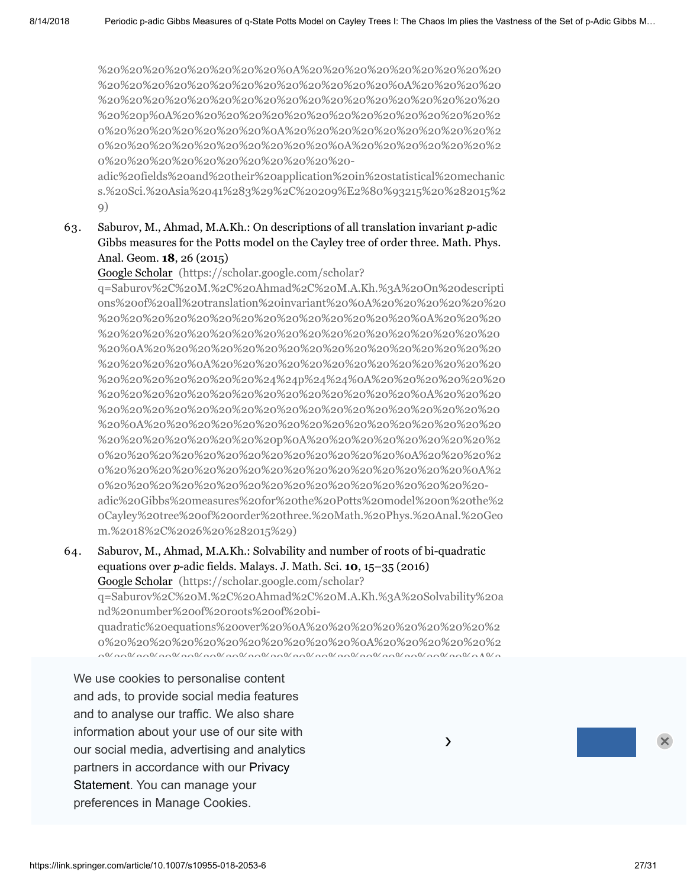%20%20%20%20%20%20%20%20%0A%20%20%20%20%20%20%20%20%20%20%20%20%20%20%20%20%20%20%20%20%20%0A%20%20%20%20%20%20%20%20%20%20%20%20%20%20%20%20%20%20%20%20%20%20%20%20p%0A%20%20%20%20%20%20%20%20%20%20%20%20%20%20%20%20%20%20%20%20%20%0A%20%20%20%20%20%20%20%20%20%20%20%20%20%20%20%20%20%20%20%20%20%0A%20%20%20%20%20%20%20%20%20%20%20%20%20%20%20%20%20%20%20-adic%20fields%20and%20their%20application%20in%20statistical%20mechanics.%20Sci.%20Asia%2041%283%29%2C%20209%E2%80%93215%20%282015%29)

63. Saburov, M., Ahmad, M.A.Kh.: On descriptions of all translation invariant *p*-adic Gibbs measures for the Potts model on the Cayley tree of order three. Math. Phys. Anal. Geom. **18**, 26 (2015)
Google Scholar (https://scholar.google.com/scholar?q=Saburov%2C%20M.%2C%20Ahmad%2C%20M.A.Kh.%3A%20On%20descriptions%20of%20all%20translation%20invariant%20%0A%20%20%20%20%20%20%20%20%20%20%20%20%20%20%20%20%20%20%20%20%20%0A%20%20%20%20%20%20%20%20%20%20%20%20%20%20%20%20%20%20%20%20%20%20%20%0A%20%20%20%20%20%20%20%20%20%20%20%20%20%20%20%20%20%20%20%20%20%0A%20%20%20%20%20%20%20%20%20%20%20%20%20%20%20%20%20%20%20%20%24%24p%24%24%0A%20%20%20%20%20%20%20%20%20%20%20%20%20%20%20%20%20%20%20%20%20%0A%20%20%20%20%20%20%20%20%20%20%20%20%20%20%20%20%20%20%20%20%20%20%20%0A%20%20%20%20%20%20%20%20%20%20%20%20%20%20%20%20%20%20%20%20%20%20%20%20p%0A%20%20%20%20%20%20%20%20%20%20%20%20%20%20%20%20%20%20%20%20%20%0A%20%20%20%20%20%20%20%20%20%20%20%20%20%20%20%20%20%20%20%20%20%20%20%0A%20%20%20%20%20%20%20%20%20%20%20%20%20%20%20%20%20%20%20-adic%20Gibbs%20measures%20for%20the%20Potts%20model%20on%20the%20Cayley%20tree%20of%20order%20three.%20Math.%20Phys.%20Anal.%20Geom.%2018%2C%2026%20%282015%29)

64. Saburov, M., Ahmad, M.A.Kh.: Solvability and number of roots of bi-quadratic equations over *p*-adic fields. Malays. J. Math. Sci. **10**, 15–35 (2016)
Google Scholar (https://scholar.google.com/scholar?q=Saburov%2C%20M.%2C%20Ahmad%2C%20M.A.Kh.%3A%20Solvability%20and%20number%20of%20roots%20of%20bi-quadratic%20equations%20over%20%0A%20%20%20%20%20%20%20%20%20%20%20%20%20%20%20%20%20%20%20%20%20%0A%20%20%20%20%20%20%20%20%20%20%20%20%20%20%20%20%20%20%20%20%20%20%20%0A%2

We use cookies to personalise content and ads, to provide social media features and to analyse our traffic. We also share information about your use of our site with our social media, advertising and analytics partners in accordance with our Privacy Statement. You can manage your preferences in Manage Cookies.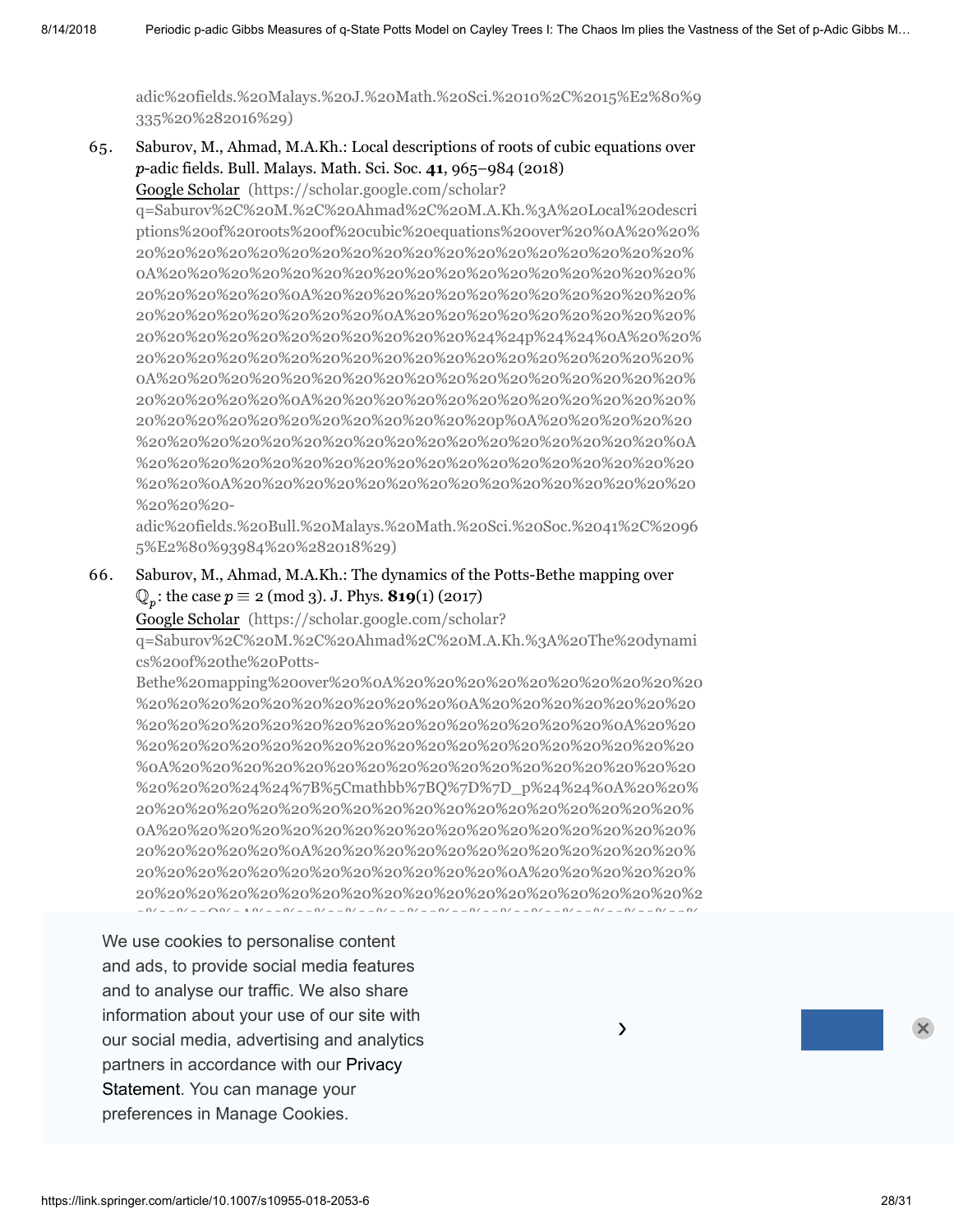adic%20fields.%20Malays.%20J.%20Math.%20Sci.%2010%2C%2015%E2%80%9335%20%282016%29)

65. Saburov, M., Ahmad, M.A.Kh.: Local descriptions of roots of cubic equations over $p$-adic fields. Bull. Malays. Math. Sci. Soc. **41**, 965–984 (2018)
Google Scholar (https://scholar.google.com/scholar?q=Saburov%2C%20M.%2C%20Ahmad%2C%20M.A.Kh.%3A%20Local%20descriptions%20of%20roots%20of%20cubic%20equations%20over%20%0A%20%20%20%20%20%20%20%20%20%20%20%20%20%20%20%20%20%20%20%20%20%0A%20%20%20%20%20%20%20%20%20%20%20%20%20%20%20%20%20%20%20%20%20%20%20%20%20%0A%20%20%20%20%20%20%20%20%20%20%20%20%20%20%20%20%20%20%20%20%20%20%20%20%20%0A%20%20%20%20%20%20%20%20%20%20%20%20%20%20%20%20%20%20%20%20%20%20%20%24%24p%24%24%0A%20%20%20%20%20%20%20%20%20%20%20%20%20%20%20%20%20%20%20%20%20%20%20%0A%20%20%20%20%20%20%20%20%20%20%20%20%20%20%20%20%20%20%20%20%20%20%20%20%20%0A%20%20%20%20%20%20%20%20%20%20%20%20%20%20%20%20%20%20%20%20%20%20%20%20%20%20%20%20%20%20%20%20%20p%0A%20%20%20%20%20%20%20%20%20%20%20%20%20%20%20%20%20%20%20%20%20%20%0A%20%20%20%20%20%20%20%20%20%20%20%20%20%20%20%20%20%20%20%20%20%20%20%0A%20%20%20%20%20%20%20%20%20%20%20%20%20%20%20%20%20%20%20%20-adic%20fields.%20Bull.%20Malays.%20Math.%20Sci.%20Soc.%2041%2C%20965%E2%80%93984%20%282018%29)

66. Saburov, M., Ahmad, M.A.Kh.: The dynamics of the Potts-Bethe mapping over $\mathbb{Q}_p$: the case $p \equiv 2 \pmod 3$. J. Phys. **819**(1) (2017)
Google Scholar (https://scholar.google.com/scholar?q=Saburov%2C%20M.%2C%20Ahmad%2C%20M.A.Kh.%3A%20The%20dynamics%20of%20the%20Potts-Bethe%20mapping%20over%20%0A%20%20%20%20%20%20%20%20%20%20%20%20%20%20%20%20%20%20%20%20%20%20%0A%20%20%20%20%20%20%20%20%20%20%20%20%20%20%20%20%20%20%20%20%20%20%20%0A%20%20%20%20%20%20%20%20%20%20%20%20%20%20%20%20%20%20%20%20%20%20%20%20%0A%20%20%20%20%20%20%20%20%20%20%20%20%20%20%20%20%20%20%20%20%20%24%24%7B%5Cmathbb%7BQ%7D%7D_p%24%24%0A%20%20%20%20%20%20%20%20%20%20%20%20%20%20%20%20%20%20%20%20%20%20%20%20%20%0A%20%20%20%20%20%20%20%20%20%20%20%20%20%20%20%20%20%20%20%20%20%20%20%20%20%0A%20%20%20%20%20%20%20%20%20%20%20%20%20%20%20%20%20%20%20%20%20%20%20%20%20%0A%20%20%20%20%20%20%20%20%20%20%20%20%20%20%20%20%20%20%20%20%20%20%20%20%20%20%20%20%20%20%20%20%20%20%20%20%20%20%20%2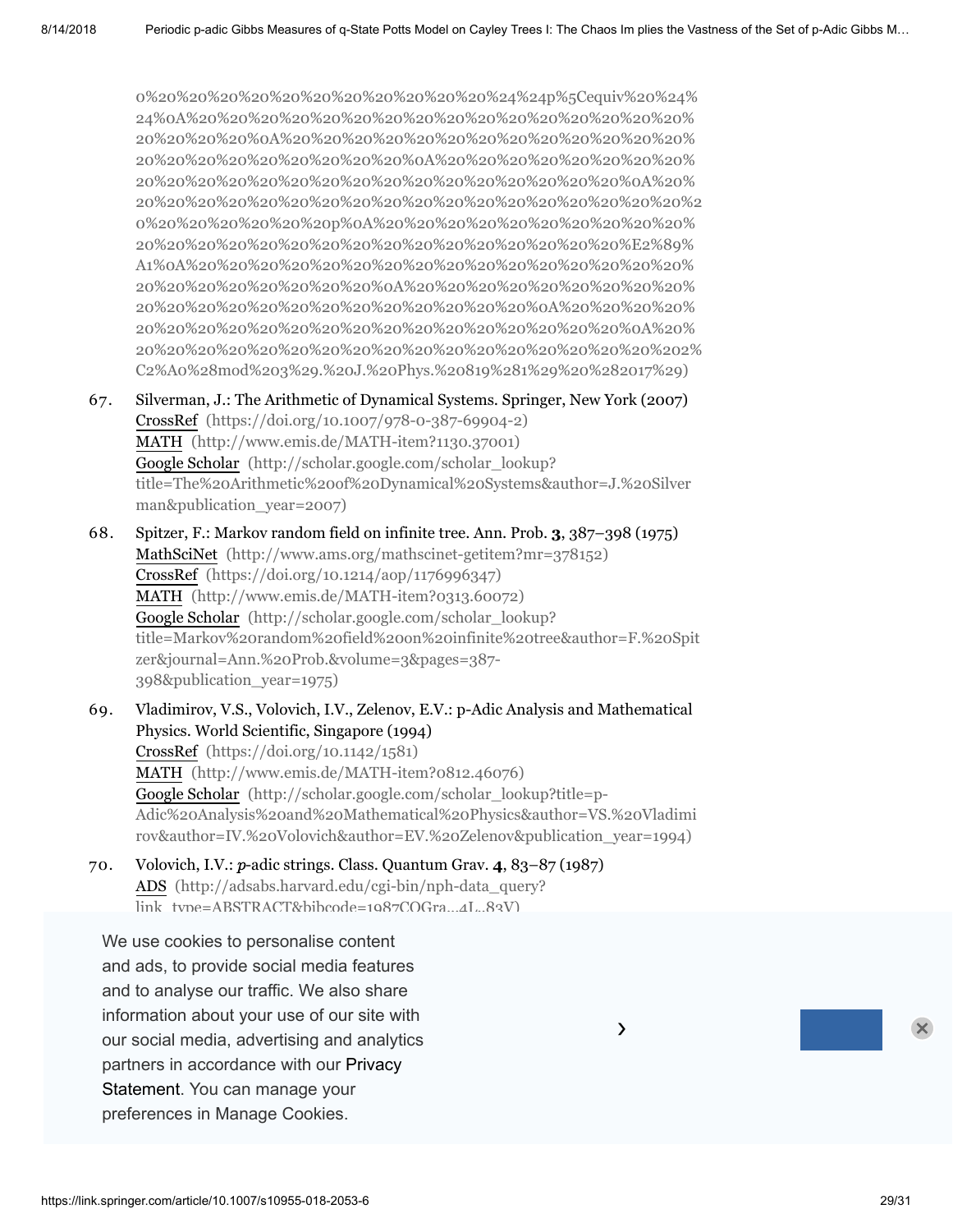0%20%20%20%20%20%20%20%20%20%20%20%20%24%24p%5Cequiv%20%24%24%0A%20%20%20%20%20%20%20%20%20%20%20%20%20%20%20%20%20%20%20%20%20%0A%20%20%20%20%20%20%20%20%20%20%20%20%20%20%20%20%20%20%20%20%20%20%0A%20%20%20%20%20%20%20%20%20%20%20%20%20%20%20%20%20%20%20%20%20%20%20%20%20%20%20%20%0A%20%20%20%20%20%20%20%20%20%20%20%20%20%20%20%20%20%20%20%20%20%20%20%20%20%20%20%20%20%20%20p%0A%20%20%20%20%20%20%20%20%20%20%20%20%20%20%20%20%20%20%20%20%20%20%20%20%20%20%20%20%20%20%E2%89%A1%0A%20%20%20%20%20%20%20%20%20%20%20%20%20%20%20%20%20%20%20%20%20%20%20%20%0A%20%20%20%20%20%20%20%20%20%20%20%20%20%20%20%20%20%20%20%20%20%20%20%20%20%20%0A%20%20%20%20%20%20%20%20%20%20%20%20%20%20%20%20%20%20%20%20%20%20%20%20%0A%20%20%20%20%20%20%20%20%20%20%20%20%20%20%20%20%20%20%20%20%20%20%20%20%20%202%C2%A0%28mod%203%29.%20J.%20Phys.%20819%281%29%20%282017%29)

67. Silverman, J.: The Arithmetic of Dynamical Systems. Springer, New York (2007)
CrossRef (https://doi.org/10.1007/978-0-387-69904-2)
MATH (http://www.emis.de/MATH-item?1130.37001)
Google Scholar (http://scholar.google.com/scholar_lookup?title=The%20Arithmetic%20of%20Dynamical%20Systems&author=J.%20Silverman&publication_year=2007)

68. Spitzer, F.: Markov random field on infinite tree. Ann. Prob. **3**, 387–398 (1975)
MathSciNet (http://www.ams.org/mathscinet-getitem?mr=378152)
CrossRef (https://doi.org/10.1214/aop/1176996347)
MATH (http://www.emis.de/MATH-item?0313.60072)
Google Scholar (http://scholar.google.com/scholar_lookup?title=Markov%20random%20field%20on%20infinite%20tree&author=F.%20Spitzer&journal=Ann.%20Prob.&volume=3&pages=387-398&publication_year=1975)

69. Vladimirov, V.S., Volovich, I.V., Zelenov, E.V.: p-Adic Analysis and Mathematical Physics. World Scientific, Singapore (1994)
CrossRef (https://doi.org/10.1142/1581)
MATH (http://www.emis.de/MATH-item?0812.46076)
Google Scholar (http://scholar.google.com/scholar_lookup?title=p-Adic%20Analysis%20and%20Mathematical%20Physics&author=VS.%20Vladimirov&author=IV.%20Volovich&author=EV.%20Zelenov&publication_year=1994)

70. Volovich, I.V.: *p*-adic strings. Class. Quantum Grav. **4**, 83–87 (1987)
ADS (http://adsabs.harvard.edu/cgi-bin/nph-data_query?link_type=ABSTRACT&bibcode=1987CQGra...4L..83V)

We use cookies to personalise content and ads, to provide social media features and to analyse our traffic. We also share information about your use of our site with our social media, advertising and analytics partners in accordance with our Privacy Statement. You can manage your preferences in Manage Cookies.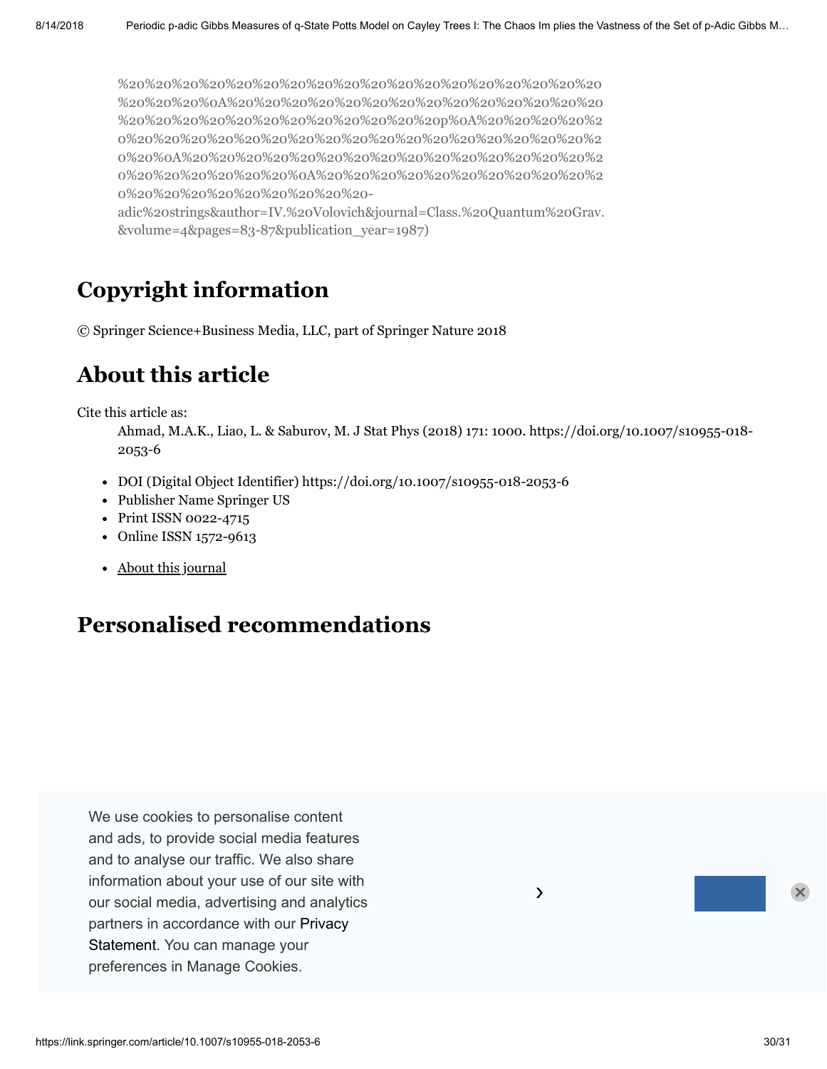%20%20%20%20%20%20%20%20%20%20%20%20%20%20%20%20%20%20
%20%20%20%0A%20%20%20%20%20%20%20%20%20%20%20%20%20
%20%20%20%20%20%20%20%20%20%20%20%20p%0A%20%20%20%20%2
0%20%20%20%20%20%20%20%20%20%20%20%20%20%20%20%20%2
0%20%0A%20%20%20%20%20%20%20%20%20%20%20%20%20%20%2
0%20%20%20%20%20%20%20%0A%20%20%20%20%20%20%20%20%20%2
0%20%20%20%20%20%20%20%20%20-
adic%20strings&author=IV.%20Volovich&journal=Class.%20Quantum%20Grav.
&volume=4&pages=83-87&publication_year=1987)

## Copyright information

© Springer Science+Business Media, LLC, part of Springer Nature 2018

## About this article

Cite this article as:

Ahmad, M.A.K., Liao, L. & Saburov, M. J Stat Phys (2018) 171: 1000. https://doi.org/10.1007/s10955-018-2053-6

- DOI (Digital Object Identifier) https://doi.org/10.1007/s10955-018-2053-6
- Publisher Name Springer US
- Print ISSN 0022-4715
- Online ISSN 1572-9613

- About this journal

## Personalised recommendations

We use cookies to personalise content and ads, to provide social media features and to analyse our traffic. We also share information about your use of our site with our social media, advertising and analytics partners in accordance with our Privacy Statement. You can manage your preferences in Manage Cookies.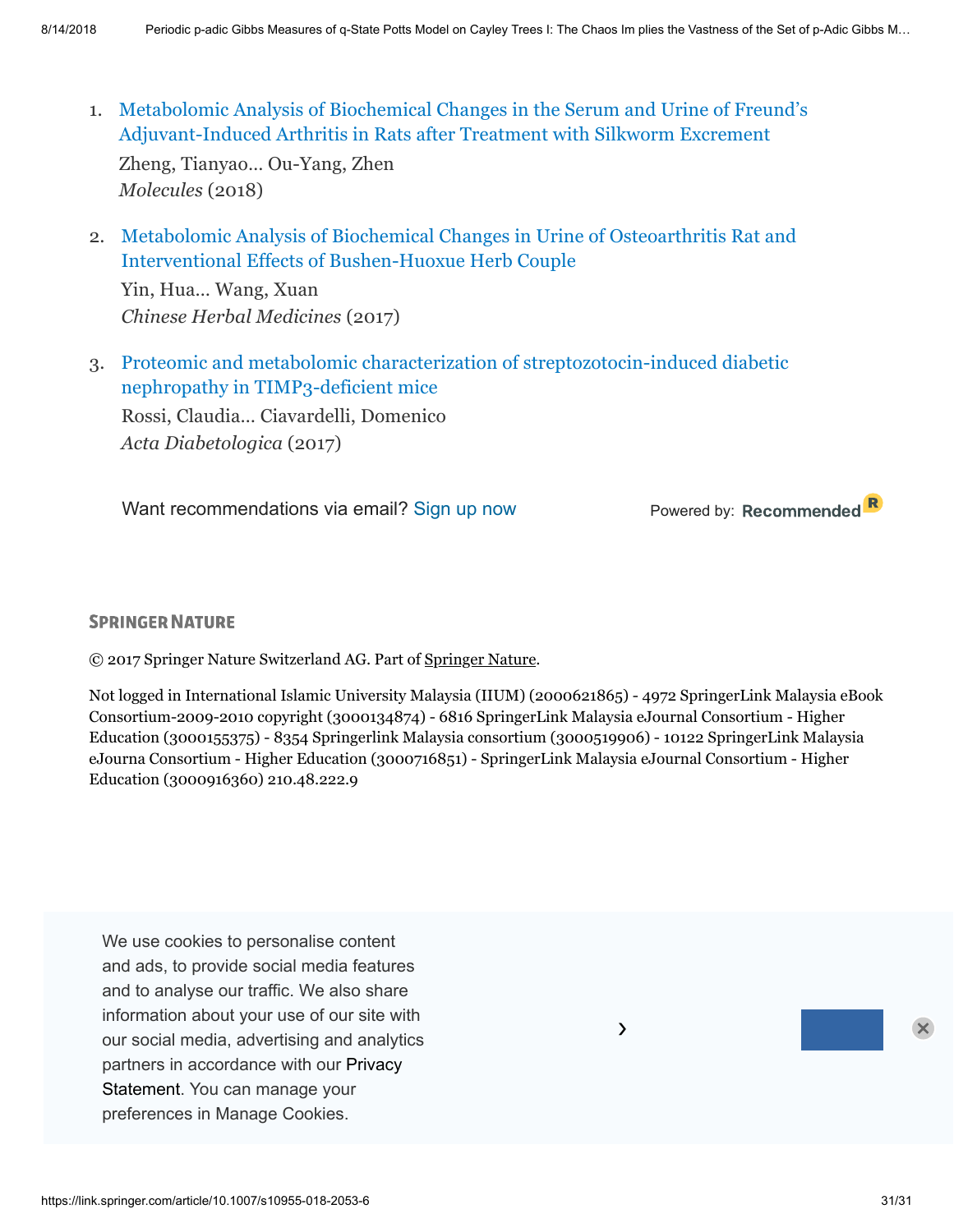1. Metabolomic Analysis of Biochemical Changes in the Serum and Urine of Freund's Adjuvant-Induced Arthritis in Rats after Treatment with Silkworm Excrement
   Zheng, Tianyao... Ou-Yang, Zhen
   *Molecules* (2018)

2. Metabolomic Analysis of Biochemical Changes in Urine of Osteoarthritis Rat and Interventional Effects of Bushen-Huoxue Herb Couple
   Yin, Hua... Wang, Xuan
   *Chinese Herbal Medicines* (2017)

3. Proteomic and metabolomic characterization of streptozotocin-induced diabetic nephropathy in TIMP3-deficient mice
   Rossi, Claudia... Ciavardelli, Domenico
   *Acta Diabetologica* (2017)

Want recommendations via email? Sign up now

Powered by: Recommended

SPRINGER NATURE

© 2017 Springer Nature Switzerland AG. Part of Springer Nature.

Not logged in International Islamic University Malaysia (IIUM) (2000621865) - 4972 SpringerLink Malaysia eBook Consortium-2009-2010 copyright (3000134874) - 6816 SpringerLink Malaysia eJournal Consortium - Higher Education (3000155375) - 8354 Springerlink Malaysia consortium (3000519906) - 10122 SpringerLink Malaysia eJourna Consortium - Higher Education (3000716851) - SpringerLink Malaysia eJournal Consortium - Higher Education (3000916360) 210.48.222.9

We use cookies to personalise content and ads, to provide social media features and to analyse our traffic. We also share information about your use of our site with our social media, advertising and analytics partners in accordance with our Privacy Statement. You can manage your preferences in Manage Cookies.